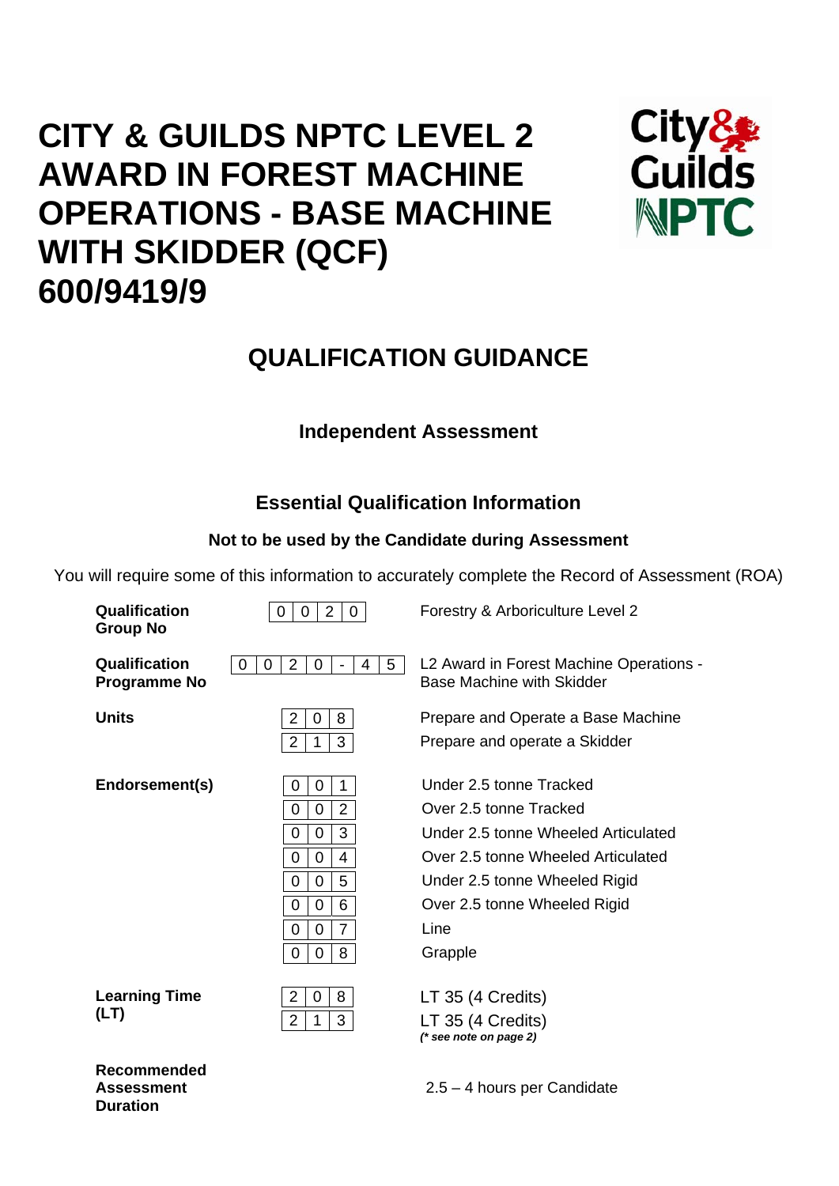# CITY & GUILDS NPTC LEVEL 2 AWARD IN FOREST MACHINE OPERATIONS - BASE MACHINE WITH SKIDDER (QCF) 600/9419/9

## QUALIFICATION GUIDANCE

### Independent Assessment

### Essential Qualification Information

**Not to be used by the Candidate during Assessment**

You will require some of this information to accurately complete the Record of Assessment (ROA)

| | | |
|---|---|---|
| **Qualification Group No** | 0020 | Forestry & Arboriculture Level 2 |
| **Qualification Programme No** | 0020-45 | L2 Award in Forest Machine Operations - Base Machine with Skidder |
| **Units** | 208 | Prepare and Operate a Base Machine |
| | 213 | Prepare and operate a Skidder |
| **Endorsement(s)** | 001 | Under 2.5 tonne Tracked |
| | 002 | Over 2.5 tonne Tracked |
| | 003 | Under 2.5 tonne Wheeled Articulated |
| | 004 | Over 2.5 tonne Wheeled Articulated |
| | 005 | Under 2.5 tonne Wheeled Rigid |
| | 006 | Over 2.5 tonne Wheeled Rigid |
| | 007 | Line |
| | 008 | Grapple |
| **Learning Time (LT)** | 208 | LT 35 (4 Credits) |
| | 213 | LT 35 (4 Credits) *(* see note on page 2)* |
| **Recommended Assessment Duration** | | 2.5 – 4 hours per Candidate |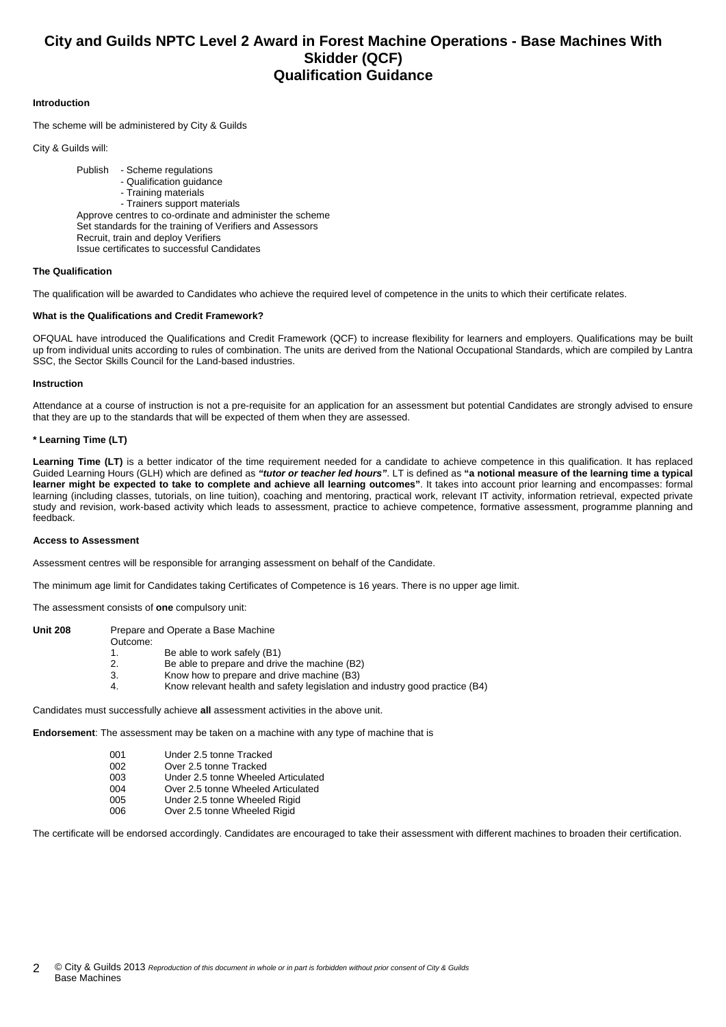# City and Guilds NPTC Level 2 Award in Forest Machine Operations - Base Machines With Skidder (QCF)
## Qualification Guidance

**Introduction**

The scheme will be administered by City & Guilds

City & Guilds will:

Publish
- Scheme regulations
- Qualification guidance
- Training materials
- Trainers support materials

Approve centres to co-ordinate and administer the scheme
Set standards for the training of Verifiers and Assessors
Recruit, train and deploy Verifiers
Issue certificates to successful Candidates

**The Qualification**

The qualification will be awarded to Candidates who achieve the required level of competence in the units to which their certificate relates.

**What is the Qualifications and Credit Framework?**

OFQUAL have introduced the Qualifications and Credit Framework (QCF) to increase flexibility for learners and employers. Qualifications may be built up from individual units according to rules of combination. The units are derived from the National Occupational Standards, which are compiled by Lantra SSC, the Sector Skills Council for the Land-based industries.

**Instruction**

Attendance at a course of instruction is not a pre-requisite for an application for an assessment but potential Candidates are strongly advised to ensure that they are up to the standards that will be expected of them when they are assessed.

**\* Learning Time (LT)**

**Learning Time (LT)** is a better indicator of the time requirement needed for a candidate to achieve competence in this qualification. It has replaced Guided Learning Hours (GLH) which are defined as ***"tutor or teacher led hours"***. LT is defined as **"a notional measure of the learning time a typical learner might be expected to take to complete and achieve all learning outcomes"**. It takes into account prior learning and encompasses: formal learning (including classes, tutorials, on line tuition), coaching and mentoring, practical work, relevant IT activity, information retrieval, expected private study and revision, work-based activity which leads to assessment, practice to achieve competence, formative assessment, programme planning and feedback.

**Access to Assessment**

Assessment centres will be responsible for arranging assessment on behalf of the Candidate.

The minimum age limit for Candidates taking Certificates of Competence is 16 years. There is no upper age limit.

The assessment consists of **one** compulsory unit:

**Unit 208** Prepare and Operate a Base Machine

Outcome:
1. Be able to work safely (B1)
2. Be able to prepare and drive the machine (B2)
3. Know how to prepare and drive machine (B3)
4. Know relevant health and safety legislation and industry good practice (B4)

Candidates must successfully achieve **all** assessment activities in the above unit.

**Endorsement**: The assessment may be taken on a machine with any type of machine that is

| | |
|---|---|
| 001 | Under 2.5 tonne Tracked |
| 002 | Over 2.5 tonne Tracked |
| 003 | Under 2.5 tonne Wheeled Articulated |
| 004 | Over 2.5 tonne Wheeled Articulated |
| 005 | Under 2.5 tonne Wheeled Rigid |
| 006 | Over 2.5 tonne Wheeled Rigid |

The certificate will be endorsed accordingly. Candidates are encouraged to take their assessment with different machines to broaden their certification.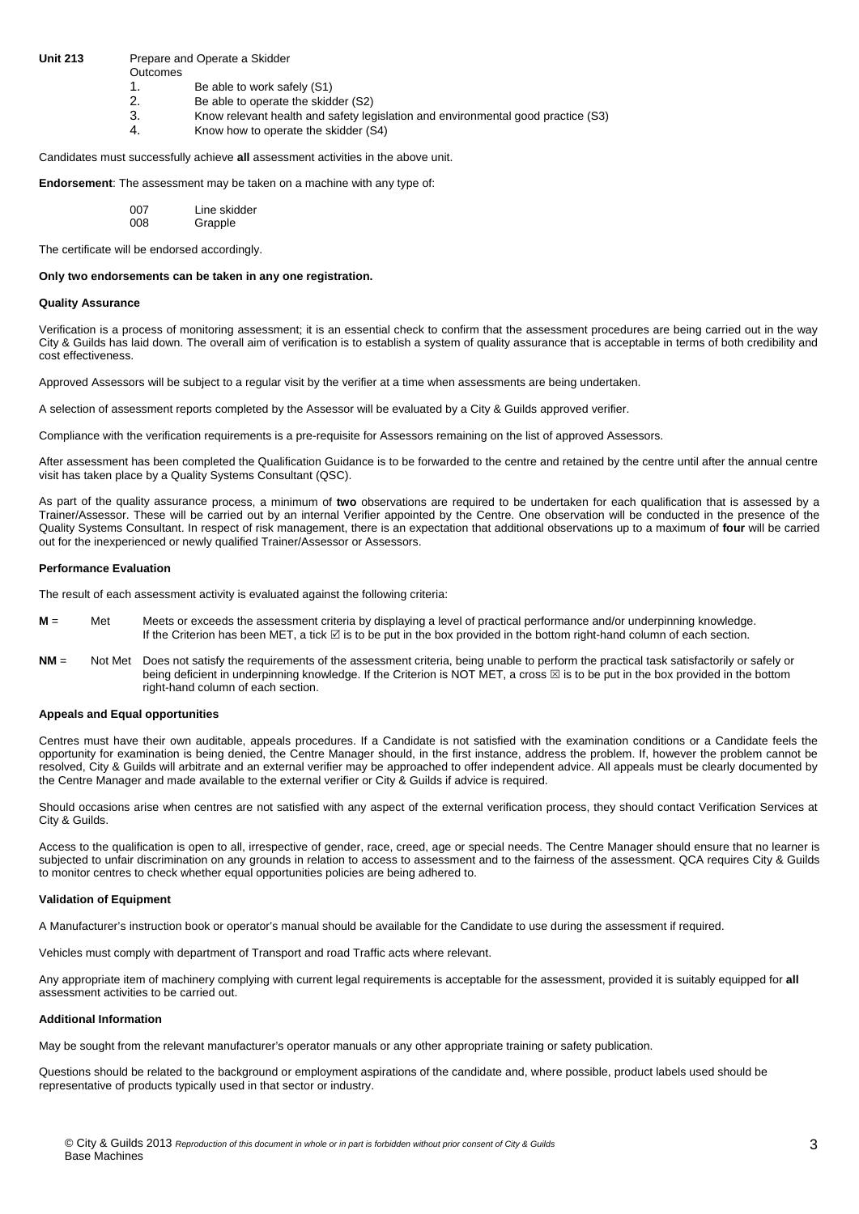**Unit 213** Prepare and Operate a Skidder

Outcomes

1. Be able to work safely (S1)
2. Be able to operate the skidder (S2)
3. Know relevant health and safety legislation and environmental good practice (S3)
4. Know how to operate the skidder (S4)

Candidates must successfully achieve **all** assessment activities in the above unit.

**Endorsement**: The assessment may be taken on a machine with any type of:

| | |
|---|---|
| 007 | Line skidder |
| 008 | Grapple |

The certificate will be endorsed accordingly.

**Only two endorsements can be taken in any one registration.**

**Quality Assurance**

Verification is a process of monitoring assessment; it is an essential check to confirm that the assessment procedures are being carried out in the way City & Guilds has laid down. The overall aim of verification is to establish a system of quality assurance that is acceptable in terms of both credibility and cost effectiveness.

Approved Assessors will be subject to a regular visit by the verifier at a time when assessments are being undertaken.

A selection of assessment reports completed by the Assessor will be evaluated by a City & Guilds approved verifier.

Compliance with the verification requirements is a pre-requisite for Assessors remaining on the list of approved Assessors.

After assessment has been completed the Qualification Guidance is to be forwarded to the centre and retained by the centre until after the annual centre visit has taken place by a Quality Systems Consultant (QSC).

As part of the quality assurance process, a minimum of **two** observations are required to be undertaken for each qualification that is assessed by a Trainer/Assessor. These will be carried out by an internal Verifier appointed by the Centre. One observation will be conducted in the presence of the Quality Systems Consultant. In respect of risk management, there is an expectation that additional observations up to a maximum of **four** will be carried out for the inexperienced or newly qualified Trainer/Assessor or Assessors.

**Performance Evaluation**

The result of each assessment activity is evaluated against the following criteria:

**M** = Met — Meets or exceeds the assessment criteria by displaying a level of practical performance and/or underpinning knowledge. If the Criterion has been MET, a tick ☑ is to be put in the box provided in the bottom right-hand column of each section.

**NM** = Not Met — Does not satisfy the requirements of the assessment criteria, being unable to perform the practical task satisfactorily or safely or being deficient in underpinning knowledge. If the Criterion is NOT MET, a cross ☒ is to be put in the box provided in the bottom right-hand column of each section.

**Appeals and Equal opportunities**

Centres must have their own auditable, appeals procedures. If a Candidate is not satisfied with the examination conditions or a Candidate feels the opportunity for examination is being denied, the Centre Manager should, in the first instance, address the problem. If, however the problem cannot be resolved, City & Guilds will arbitrate and an external verifier may be approached to offer independent advice. All appeals must be clearly documented by the Centre Manager and made available to the external verifier or City & Guilds if advice is required.

Should occasions arise when centres are not satisfied with any aspect of the external verification process, they should contact Verification Services at City & Guilds.

Access to the qualification is open to all, irrespective of gender, race, creed, age or special needs. The Centre Manager should ensure that no learner is subjected to unfair discrimination on any grounds in relation to access to assessment and to the fairness of the assessment. QCA requires City & Guilds to monitor centres to check whether equal opportunities policies are being adhered to.

**Validation of Equipment**

A Manufacturer's instruction book or operator's manual should be available for the Candidate to use during the assessment if required.

Vehicles must comply with department of Transport and road Traffic acts where relevant.

Any appropriate item of machinery complying with current legal requirements is acceptable for the assessment, provided it is suitably equipped for **all** assessment activities to be carried out.

**Additional Information**

May be sought from the relevant manufacturer's operator manuals or any other appropriate training or safety publication.

Questions should be related to the background or employment aspirations of the candidate and, where possible, product labels used should be representative of products typically used in that sector or industry.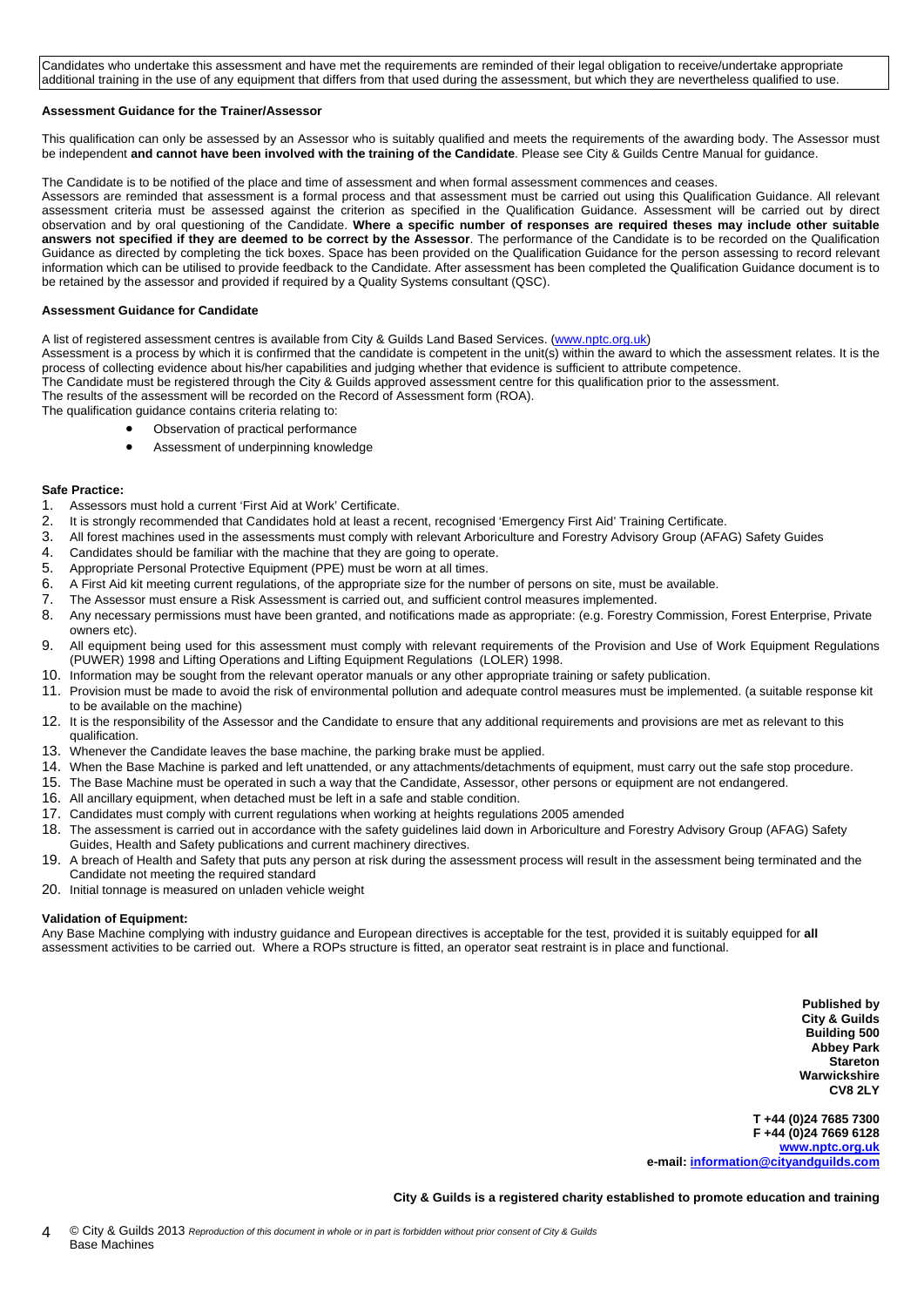Candidates who undertake this assessment and have met the requirements are reminded of their legal obligation to receive/undertake appropriate additional training in the use of any equipment that differs from that used during the assessment, but which they are nevertheless qualified to use.

**Assessment Guidance for the Trainer/Assessor**

This qualification can only be assessed by an Assessor who is suitably qualified and meets the requirements of the awarding body. The Assessor must be independent **and cannot have been involved with the training of the Candidate**. Please see City & Guilds Centre Manual for guidance.

The Candidate is to be notified of the place and time of assessment and when formal assessment commences and ceases.

Assessors are reminded that assessment is a formal process and that assessment must be carried out using this Qualification Guidance. All relevant assessment criteria must be assessed against the criterion as specified in the Qualification Guidance. Assessment will be carried out by direct observation and by oral questioning of the Candidate. **Where a specific number of responses are required theses may include other suitable answers not specified if they are deemed to be correct by the Assessor**. The performance of the Candidate is to be recorded on the Qualification Guidance as directed by completing the tick boxes. Space has been provided on the Qualification Guidance for the person assessing to record relevant information which can be utilised to provide feedback to the Candidate. After assessment has been completed the Qualification Guidance document is to be retained by the assessor and provided if required by a Quality Systems consultant (QSC).

**Assessment Guidance for Candidate**

A list of registered assessment centres is available from City & Guilds Land Based Services. (www.nptc.org.uk)

Assessment is a process by which it is confirmed that the candidate is competent in the unit(s) within the award to which the assessment relates. It is the process of collecting evidence about his/her capabilities and judging whether that evidence is sufficient to attribute competence.

The Candidate must be registered through the City & Guilds approved assessment centre for this qualification prior to the assessment.

The results of the assessment will be recorded on the Record of Assessment form (ROA).

The qualification guidance contains criteria relating to:

- Observation of practical performance
- Assessment of underpinning knowledge

**Safe Practice:**

1. Assessors must hold a current 'First Aid at Work' Certificate.
2. It is strongly recommended that Candidates hold at least a recent, recognised 'Emergency First Aid' Training Certificate.
3. All forest machines used in the assessments must comply with relevant Arboriculture and Forestry Advisory Group (AFAG) Safety Guides
4. Candidates should be familiar with the machine that they are going to operate.
5. Appropriate Personal Protective Equipment (PPE) must be worn at all times.
6. A First Aid kit meeting current regulations, of the appropriate size for the number of persons on site, must be available.
7. The Assessor must ensure a Risk Assessment is carried out, and sufficient control measures implemented.
8. Any necessary permissions must have been granted, and notifications made as appropriate: (e.g. Forestry Commission, Forest Enterprise, Private owners etc).
9. All equipment being used for this assessment must comply with relevant requirements of the Provision and Use of Work Equipment Regulations (PUWER) 1998 and Lifting Operations and Lifting Equipment Regulations (LOLER) 1998.
10. Information may be sought from the relevant operator manuals or any other appropriate training or safety publication.
11. Provision must be made to avoid the risk of environmental pollution and adequate control measures must be implemented. (a suitable response kit to be available on the machine)
12. It is the responsibility of the Assessor and the Candidate to ensure that any additional requirements and provisions are met as relevant to this qualification.
13. Whenever the Candidate leaves the base machine, the parking brake must be applied.
14. When the Base Machine is parked and left unattended, or any attachments/detachments of equipment, must carry out the safe stop procedure.
15. The Base Machine must be operated in such a way that the Candidate, Assessor, other persons or equipment are not endangered.
16. All ancillary equipment, when detached must be left in a safe and stable condition.
17. Candidates must comply with current regulations when working at heights regulations 2005 amended
18. The assessment is carried out in accordance with the safety guidelines laid down in Arboriculture and Forestry Advisory Group (AFAG) Safety Guides, Health and Safety publications and current machinery directives.
19. A breach of Health and Safety that puts any person at risk during the assessment process will result in the assessment being terminated and the Candidate not meeting the required standard
20. Initial tonnage is measured on unladen vehicle weight

**Validation of Equipment:**

Any Base Machine complying with industry guidance and European directives is acceptable for the test, provided it is suitably equipped for **all** assessment activities to be carried out. Where a ROPs structure is fitted, an operator seat restraint is in place and functional.

**Published by**
**City & Guilds**
**Building 500**
**Abbey Park**
**Stareton**
**Warwickshire**
**CV8 2LY**

**T +44 (0)24 7685 7300**
**F +44 (0)24 7669 6128**
**www.nptc.org.uk**
**e-mail: information@cityandguilds.com**

**City & Guilds is a registered charity established to promote education and training**

© City & Guilds 2013 *Reproduction of this document in whole or in part is forbidden without prior consent of City & Guilds*
Base Machines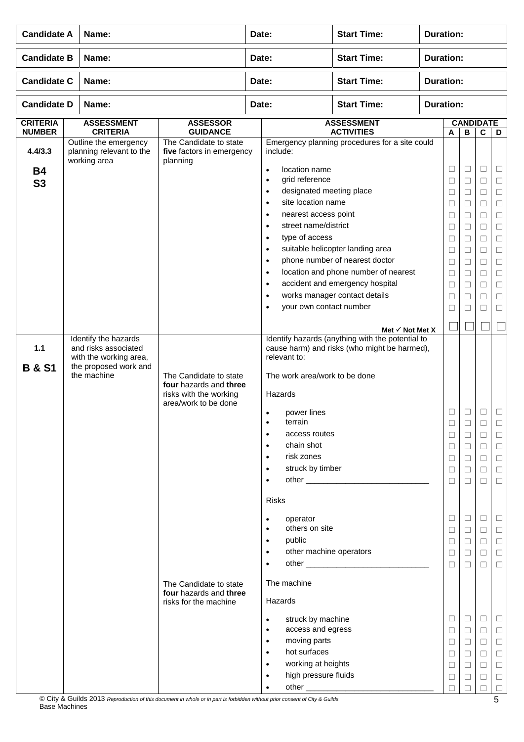| Candidate A | Name: | Date: | Start Time: | Duration: |
|---|---|---|---|---|
| **Candidate B** | **Name:** | **Date:** | **Start Time:** | **Duration:** |
| **Candidate C** | **Name:** | **Date:** | **Start Time:** | **Duration:** |
| **Candidate D** | **Name:** | **Date:** | **Start Time:** | **Duration:** |

| CRITERIA NUMBER | ASSESSMENT CRITERIA | ASSESSOR GUIDANCE | ASSESSMENT ACTIVITIES | CANDIDATE A | B | C | D |
|---|---|---|---|---|---|---|---|
| **4.4/3.3**<br><br>**B4**<br>**S3** | Outline the emergency planning relevant to the working area | The Candidate to state **five** factors in emergency planning | Emergency planning procedures for a site could include: | | | | |
| | | | • location name | ☐ | ☐ | ☐ | ☐ |
| | | | • grid reference | ☐ | ☐ | ☐ | ☐ |
| | | | • designated meeting place | ☐ | ☐ | ☐ | ☐ |
| | | | • site location name | ☐ | ☐ | ☐ | ☐ |
| | | | • nearest access point | ☐ | ☐ | ☐ | ☐ |
| | | | • street name/district | ☐ | ☐ | ☐ | ☐ |
| | | | • type of access | ☐ | ☐ | ☐ | ☐ |
| | | | • suitable helicopter landing area | ☐ | ☐ | ☐ | ☐ |
| | | | • phone number of nearest doctor | ☐ | ☐ | ☐ | ☐ |
| | | | • location and phone number of nearest | ☐ | ☐ | ☐ | ☐ |
| | | | • accident and emergency hospital | ☐ | ☐ | ☐ | ☐ |
| | | | • works manager contact details | ☐ | ☐ | ☐ | ☐ |
| | | | • your own contact number | ☐ | ☐ | ☐ | ☐ |
| | | | **Met ✓ Not Met X** | ☐ | ☐ | ☐ | ☐ |
| **1.1**<br><br>**B & S1** | Identify the hazards and risks associated with the working area, the proposed work and the machine | | Identify hazards (anything with the potential to cause harm) and risks (who might be harmed), relevant to: | | | | |
| | | The Candidate to state **four** hazards and **three** risks with the working area/work to be done | The work area/work to be done | | | | |
| | | | Hazards | | | | |
| | | | • power lines | ☐ | ☐ | ☐ | ☐ |
| | | | • terrain | ☐ | ☐ | ☐ | ☐ |
| | | | • access routes | ☐ | ☐ | ☐ | ☐ |
| | | | • chain shot | ☐ | ☐ | ☐ | ☐ |
| | | | • risk zones | ☐ | ☐ | ☐ | ☐ |
| | | | • struck by timber | ☐ | ☐ | ☐ | ☐ |
| | | | • other ____________________________ | ☐ | ☐ | ☐ | ☐ |
| | | | Risks | | | | |
| | | | • operator | ☐ | ☐ | ☐ | ☐ |
| | | | • others on site | ☐ | ☐ | ☐ | ☐ |
| | | | • public | ☐ | ☐ | ☐ | ☐ |
| | | | • other machine operators | ☐ | ☐ | ☐ | ☐ |
| | | | • other ____________________________ | ☐ | ☐ | ☐ | ☐ |
| | | The Candidate to state **four** hazards and **three** risks for the machine | The machine | | | | |
| | | | Hazards | | | | |
| | | | • struck by machine | ☐ | ☐ | ☐ | ☐ |
| | | | • access and egress | ☐ | ☐ | ☐ | ☐ |
| | | | • moving parts | ☐ | ☐ | ☐ | ☐ |
| | | | • hot surfaces | ☐ | ☐ | ☐ | ☐ |
| | | | • working at heights | ☐ | ☐ | ☐ | ☐ |
| | | | • high pressure fluids | ☐ | ☐ | ☐ | ☐ |
| | | | • other ____________________________ | ☐ | ☐ | ☐ | ☐ |

© City & Guilds 2013 *Reproduction of this document in whole or in part is forbidden without prior consent of City & Guilds*
Base Machines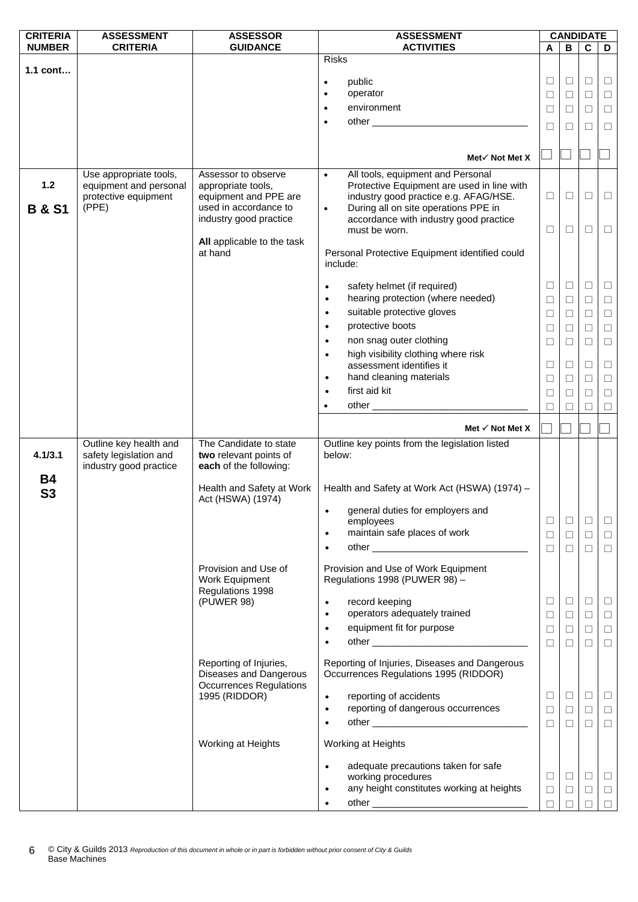| CRITERIA NUMBER | ASSESSMENT CRITERIA | ASSESSOR GUIDANCE | ASSESSMENT ACTIVITIES | CANDIDATE A | B | C | D |
|---|---|---|---|---|---|---|---|
| **1.1 cont…** | | | Risks | | | | |
| | | | • public | ☐ | ☐ | ☐ | ☐ |
| | | | • operator | ☐ | ☐ | ☐ | ☐ |
| | | | • environment | ☐ | ☐ | ☐ | ☐ |
| | | | • other ____________________________ | ☐ | ☐ | ☐ | ☐ |
| | | | **Met✓ Not Met X** | ☐ | ☐ | ☐ | ☐ |
| **1.2** **B & S1** | Use appropriate tools, equipment and personal protective equipment (PPE) | Assessor to observe appropriate tools, equipment and PPE are used in accordance to industry good practice | • All tools, equipment and Personal Protective Equipment are used in line with industry good practice e.g. AFAG/HSE. | ☐ | ☐ | ☐ | ☐ |
| | | | • During all on site operations PPE in accordance with industry good practice must be worn. | ☐ | ☐ | ☐ | ☐ |
| | | **All** applicable to the task at hand | Personal Protective Equipment identified could include: | | | | |
| | | | • safety helmet (if required) | ☐ | ☐ | ☐ | ☐ |
| | | | • hearing protection (where needed) | ☐ | ☐ | ☐ | ☐ |
| | | | • suitable protective gloves | ☐ | ☐ | ☐ | ☐ |
| | | | • protective boots | ☐ | ☐ | ☐ | ☐ |
| | | | • non snag outer clothing | ☐ | ☐ | ☐ | ☐ |
| | | | • high visibility clothing where risk assessment identifies it | ☐ | ☐ | ☐ | ☐ |
| | | | • hand cleaning materials | ☐ | ☐ | ☐ | ☐ |
| | | | • first aid kit | ☐ | ☐ | ☐ | ☐ |
| | | | • other ____________________________ | ☐ | ☐ | ☐ | ☐ |
| | | | **Met ✓ Not Met X** | ☐ | ☐ | ☐ | ☐ |
| **4.1/3.1** **B4** **S3** | Outline key health and safety legislation and industry good practice | The Candidate to state **two** relevant points of **each** of the following: | Outline key points from the legislation listed below: | | | | |
| | | Health and Safety at Work Act (HSWA) (1974) | Health and Safety at Work Act (HSWA) (1974) – | | | | |
| | | | • general duties for employers and employees | ☐ | ☐ | ☐ | ☐ |
| | | | • maintain safe places of work | ☐ | ☐ | ☐ | ☐ |
| | | | • other ____________________________ | ☐ | ☐ | ☐ | ☐ |
| | | Provision and Use of Work Equipment Regulations 1998 (PUWER 98) | Provision and Use of Work Equipment Regulations 1998 (PUWER 98) – | | | | |
| | | | • record keeping | ☐ | ☐ | ☐ | ☐ |
| | | | • operators adequately trained | ☐ | ☐ | ☐ | ☐ |
| | | | • equipment fit for purpose | ☐ | ☐ | ☐ | ☐ |
| | | | • other ____________________________ | ☐ | ☐ | ☐ | ☐ |
| | | Reporting of Injuries, Diseases and Dangerous Occurrences Regulations 1995 (RIDDOR) | Reporting of Injuries, Diseases and Dangerous Occurrences Regulations 1995 (RIDDOR) | | | | |
| | | | • reporting of accidents | ☐ | ☐ | ☐ | ☐ |
| | | | • reporting of dangerous occurrences | ☐ | ☐ | ☐ | ☐ |
| | | | • other ____________________________ | ☐ | ☐ | ☐ | ☐ |
| | | Working at Heights | Working at Heights | | | | |
| | | | • adequate precautions taken for safe working procedures | ☐ | ☐ | ☐ | ☐ |
| | | | • any height constitutes working at heights | ☐ | ☐ | ☐ | ☐ |
| | | | • other ____________________________ | ☐ | ☐ | ☐ | ☐ |

© City & Guilds 2013 *Reproduction of this document in whole or in part is forbidden without prior consent of City & Guilds*
Base Machines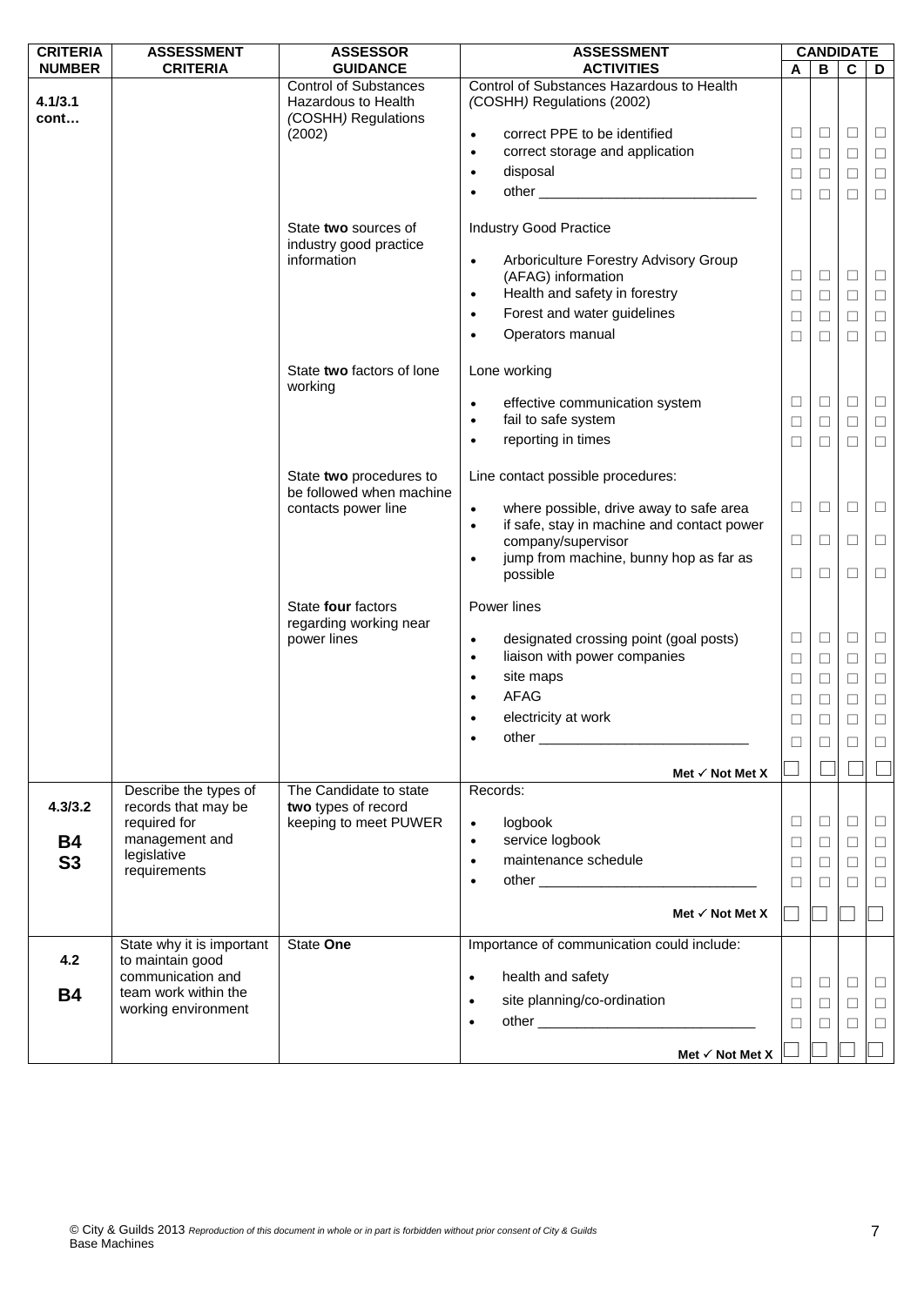| CRITERIA NUMBER | ASSESSMENT CRITERIA | ASSESSOR GUIDANCE | ASSESSMENT ACTIVITIES | CANDIDATE A | CANDIDATE B | CANDIDATE C | CANDIDATE D |
|---|---|---|---|---|---|---|---|
| 4.1/3.1 cont… | | Control of Substances Hazardous to Health (COSHH) Regulations (2002) | Control of Substances Hazardous to Health (COSHH) Regulations (2002) | | | | |
| | | | • correct PPE to be identified | ☐ | ☐ | ☐ | ☐ |
| | | | • correct storage and application | ☐ | ☐ | ☐ | ☐ |
| | | | • disposal | ☐ | ☐ | ☐ | ☐ |
| | | | • other ___________________________ | ☐ | ☐ | ☐ | ☐ |
| | | State **two** sources of industry good practice information | Industry Good Practice | | | | |
| | | | • Arboriculture Forestry Advisory Group (AFAG) information | ☐ | ☐ | ☐ | ☐ |
| | | | • Health and safety in forestry | ☐ | ☐ | ☐ | ☐ |
| | | | • Forest and water guidelines | ☐ | ☐ | ☐ | ☐ |
| | | | • Operators manual | ☐ | ☐ | ☐ | ☐ |
| | | State **two** factors of lone working | Lone working | | | | |
| | | | • effective communication system | ☐ | ☐ | ☐ | ☐ |
| | | | • fail to safe system | ☐ | ☐ | ☐ | ☐ |
| | | | • reporting in times | ☐ | ☐ | ☐ | ☐ |
| | | State **two** procedures to be followed when machine contacts power line | Line contact possible procedures: | | | | |
| | | | • where possible, drive away to safe area | ☐ | ☐ | ☐ | ☐ |
| | | | • if safe, stay in machine and contact power company/supervisor | ☐ | ☐ | ☐ | ☐ |
| | | | • jump from machine, bunny hop as far as possible | ☐ | ☐ | ☐ | ☐ |
| | | State **four** factors regarding working near power lines | Power lines | | | | |
| | | | • designated crossing point (goal posts) | ☐ | ☐ | ☐ | ☐ |
| | | | • liaison with power companies | ☐ | ☐ | ☐ | ☐ |
| | | | • site maps | ☐ | ☐ | ☐ | ☐ |
| | | | • AFAG | ☐ | ☐ | ☐ | ☐ |
| | | | • electricity at work | ☐ | ☐ | ☐ | ☐ |
| | | | • other ___________________________ | ☐ | ☐ | ☐ | ☐ |
| | | | **Met ✓ Not Met X** | ☐ | ☐ | ☐ | ☐ |
| 4.3/3.2 **B4** **S3** | Describe the types of records that may be required for management and legislative requirements | The Candidate to state **two** types of record keeping to meet PUWER | Records: | | | | |
| | | | • logbook | ☐ | ☐ | ☐ | ☐ |
| | | | • service logbook | ☐ | ☐ | ☐ | ☐ |
| | | | • maintenance schedule | ☐ | ☐ | ☐ | ☐ |
| | | | • other ___________________________ | ☐ | ☐ | ☐ | ☐ |
| | | | **Met ✓ Not Met X** | ☐ | ☐ | ☐ | ☐ |
| 4.2 **B4** | State why it is important to maintain good communication and team work within the working environment | State **One** | Importance of communication could include: | | | | |
| | | | • health and safety | ☐ | ☐ | ☐ | ☐ |
| | | | • site planning/co-ordination | ☐ | ☐ | ☐ | ☐ |
| | | | • other ___________________________ | ☐ | ☐ | ☐ | ☐ |
| | | | **Met ✓ Not Met X** | ☐ | ☐ | ☐ | ☐ |

© City & Guilds 2013 *Reproduction of this document in whole or in part is forbidden without prior consent of City & Guilds*
Base Machines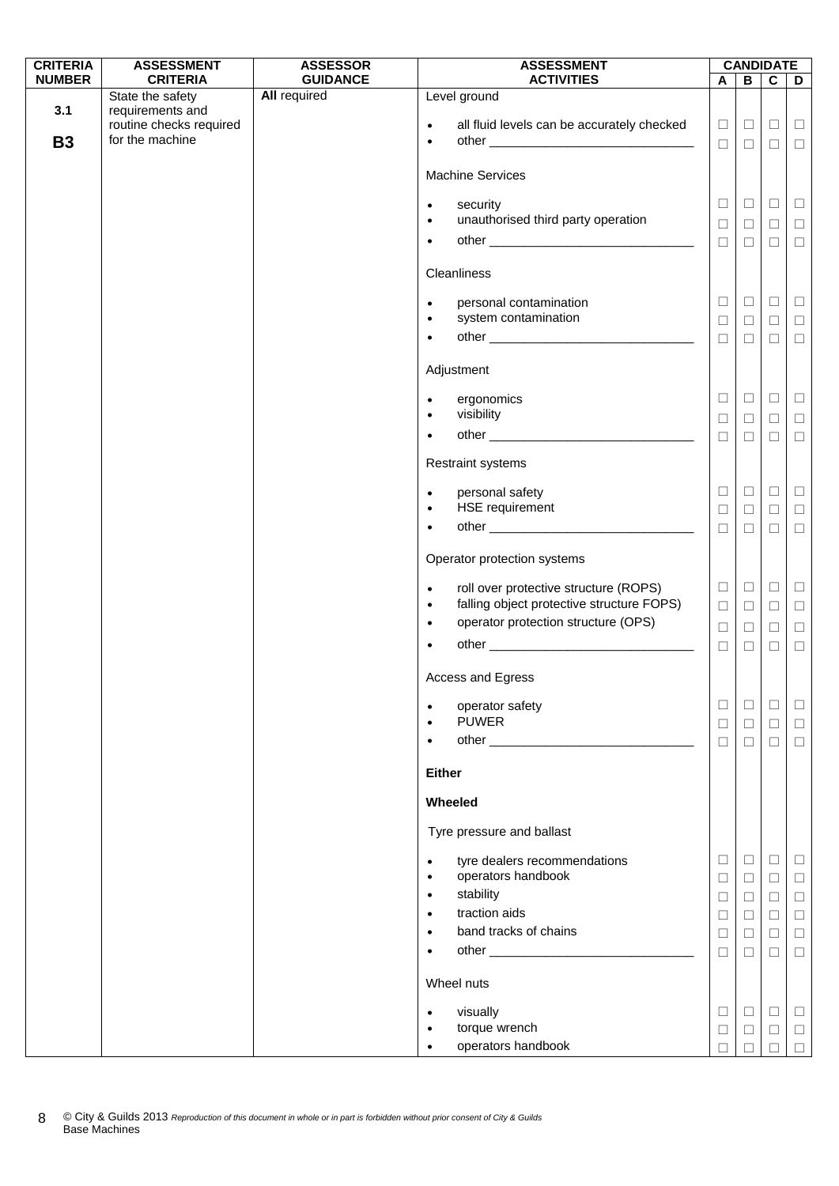| CRITERIA NUMBER | ASSESSMENT CRITERIA | ASSESSOR GUIDANCE | ASSESSMENT ACTIVITIES | CANDIDATE A | CANDIDATE B | CANDIDATE C | CANDIDATE D |
|---|---|---|---|---|---|---|---|
| 3.1 <br> **B3** | State the safety requirements and routine checks required for the machine | **All** required | Level ground | | | | |
| | | | • all fluid levels can be accurately checked | ☐ | ☐ | ☐ | ☐ |
| | | | • other ______________________________ | ☐ | ☐ | ☐ | ☐ |
| | | | Machine Services | | | | |
| | | | • security | ☐ | ☐ | ☐ | ☐ |
| | | | • unauthorised third party operation | ☐ | ☐ | ☐ | ☐ |
| | | | • other ______________________________ | ☐ | ☐ | ☐ | ☐ |
| | | | Cleanliness | | | | |
| | | | • personal contamination | ☐ | ☐ | ☐ | ☐ |
| | | | • system contamination | ☐ | ☐ | ☐ | ☐ |
| | | | • other ______________________________ | ☐ | ☐ | ☐ | ☐ |
| | | | Adjustment | | | | |
| | | | • ergonomics | ☐ | ☐ | ☐ | ☐ |
| | | | • visibility | ☐ | ☐ | ☐ | ☐ |
| | | | • other ______________________________ | ☐ | ☐ | ☐ | ☐ |
| | | | Restraint systems | | | | |
| | | | • personal safety | ☐ | ☐ | ☐ | ☐ |
| | | | • HSE requirement | ☐ | ☐ | ☐ | ☐ |
| | | | • other ______________________________ | ☐ | ☐ | ☐ | ☐ |
| | | | Operator protection systems | | | | |
| | | | • roll over protective structure (ROPS) | ☐ | ☐ | ☐ | ☐ |
| | | | • falling object protective structure FOPS) | ☐ | ☐ | ☐ | ☐ |
| | | | • operator protection structure (OPS) | ☐ | ☐ | ☐ | ☐ |
| | | | • other ______________________________ | ☐ | ☐ | ☐ | ☐ |
| | | | Access and Egress | | | | |
| | | | • operator safety | ☐ | ☐ | ☐ | ☐ |
| | | | • PUWER | ☐ | ☐ | ☐ | ☐ |
| | | | • other ______________________________ | ☐ | ☐ | ☐ | ☐ |
| | | | **Either** | | | | |
| | | | **Wheeled** | | | | |
| | | | Tyre pressure and ballast | | | | |
| | | | • tyre dealers recommendations | ☐ | ☐ | ☐ | ☐ |
| | | | • operators handbook | ☐ | ☐ | ☐ | ☐ |
| | | | • stability | ☐ | ☐ | ☐ | ☐ |
| | | | • traction aids | ☐ | ☐ | ☐ | ☐ |
| | | | • band tracks of chains | ☐ | ☐ | ☐ | ☐ |
| | | | • other ______________________________ | ☐ | ☐ | ☐ | ☐ |
| | | | Wheel nuts | | | | |
| | | | • visually | ☐ | ☐ | ☐ | ☐ |
| | | | • torque wrench | ☐ | ☐ | ☐ | ☐ |
| | | | • operators handbook | ☐ | ☐ | ☐ | ☐ |

© City & Guilds 2013 *Reproduction of this document in whole or in part is forbidden without prior consent of City & Guilds*
Base Machines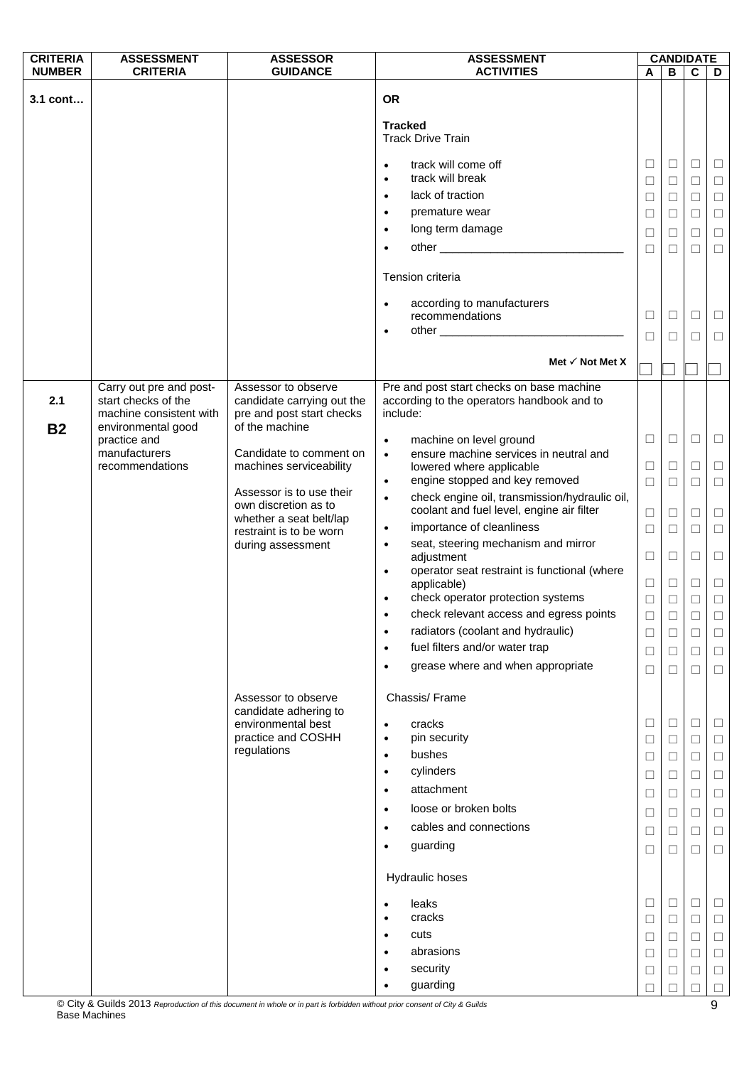| CRITERIA NUMBER | ASSESSMENT CRITERIA | ASSESSOR GUIDANCE | ASSESSMENT ACTIVITIES | CANDIDATE A | B | C | D |
|---|---|---|---|---|---|---|---|
| **3.1 cont…** | | | **OR** | | | | |
| | | | **Tracked** Track Drive Train | | | | |
| | | | • track will come off | ☐ | ☐ | ☐ | ☐ |
| | | | • track will break | ☐ | ☐ | ☐ | ☐ |
| | | | • lack of traction | ☐ | ☐ | ☐ | ☐ |
| | | | • premature wear | ☐ | ☐ | ☐ | ☐ |
| | | | • long term damage | ☐ | ☐ | ☐ | ☐ |
| | | | • other ____________________________ | ☐ | ☐ | ☐ | ☐ |
| | | | Tension criteria | | | | |
| | | | • according to manufacturers recommendations | ☐ | ☐ | ☐ | ☐ |
| | | | • other ____________________________ | ☐ | ☐ | ☐ | ☐ |
| | | | **Met ✓ Not Met X** | ☐ | ☐ | ☐ | ☐ |
| **2.1** **B2** | Carry out pre and post-start checks of the machine consistent with environmental good practice and manufacturers recommendations | Assessor to observe candidate carrying out the pre and post start checks of the machine | Pre and post start checks on base machine according to the operators handbook and to include: | | | | |
| | | Candidate to comment on machines serviceability | • machine on level ground | ☐ | ☐ | ☐ | ☐ |
| | | | • ensure machine services in neutral and lowered where applicable | ☐ | ☐ | ☐ | ☐ |
| | | Assessor is to use their own discretion as to whether a seat belt/lap restraint is to be worn during assessment | • engine stopped and key removed | ☐ | ☐ | ☐ | ☐ |
| | | | • check engine oil, transmission/hydraulic oil, coolant and fuel level, engine air filter | ☐ | ☐ | ☐ | ☐ |
| | | | • importance of cleanliness | ☐ | ☐ | ☐ | ☐ |
| | | | • seat, steering mechanism and mirror adjustment | ☐ | ☐ | ☐ | ☐ |
| | | | • operator seat restraint is functional (where applicable) | ☐ | ☐ | ☐ | ☐ |
| | | | • check operator protection systems | ☐ | ☐ | ☐ | ☐ |
| | | | • check relevant access and egress points | ☐ | ☐ | ☐ | ☐ |
| | | | • radiators (coolant and hydraulic) | ☐ | ☐ | ☐ | ☐ |
| | | | • fuel filters and/or water trap | ☐ | ☐ | ☐ | ☐ |
| | | | • grease where and when appropriate | ☐ | ☐ | ☐ | ☐ |
| | | Assessor to observe candidate adhering to environmental best practice and COSHH regulations | Chassis/ Frame | | | | |
| | | | • cracks | ☐ | ☐ | ☐ | ☐ |
| | | | • pin security | ☐ | ☐ | ☐ | ☐ |
| | | | • bushes | ☐ | ☐ | ☐ | ☐ |
| | | | • cylinders | ☐ | ☐ | ☐ | ☐ |
| | | | • attachment | ☐ | ☐ | ☐ | ☐ |
| | | | • loose or broken bolts | ☐ | ☐ | ☐ | ☐ |
| | | | • cables and connections | ☐ | ☐ | ☐ | ☐ |
| | | | • guarding | ☐ | ☐ | ☐ | ☐ |
| | | | Hydraulic hoses | | | | |
| | | | • leaks | ☐ | ☐ | ☐ | ☐ |
| | | | • cracks | ☐ | ☐ | ☐ | ☐ |
| | | | • cuts | ☐ | ☐ | ☐ | ☐ |
| | | | • abrasions | ☐ | ☐ | ☐ | ☐ |
| | | | • security | ☐ | ☐ | ☐ | ☐ |
| | | | • guarding | ☐ | ☐ | ☐ | ☐ |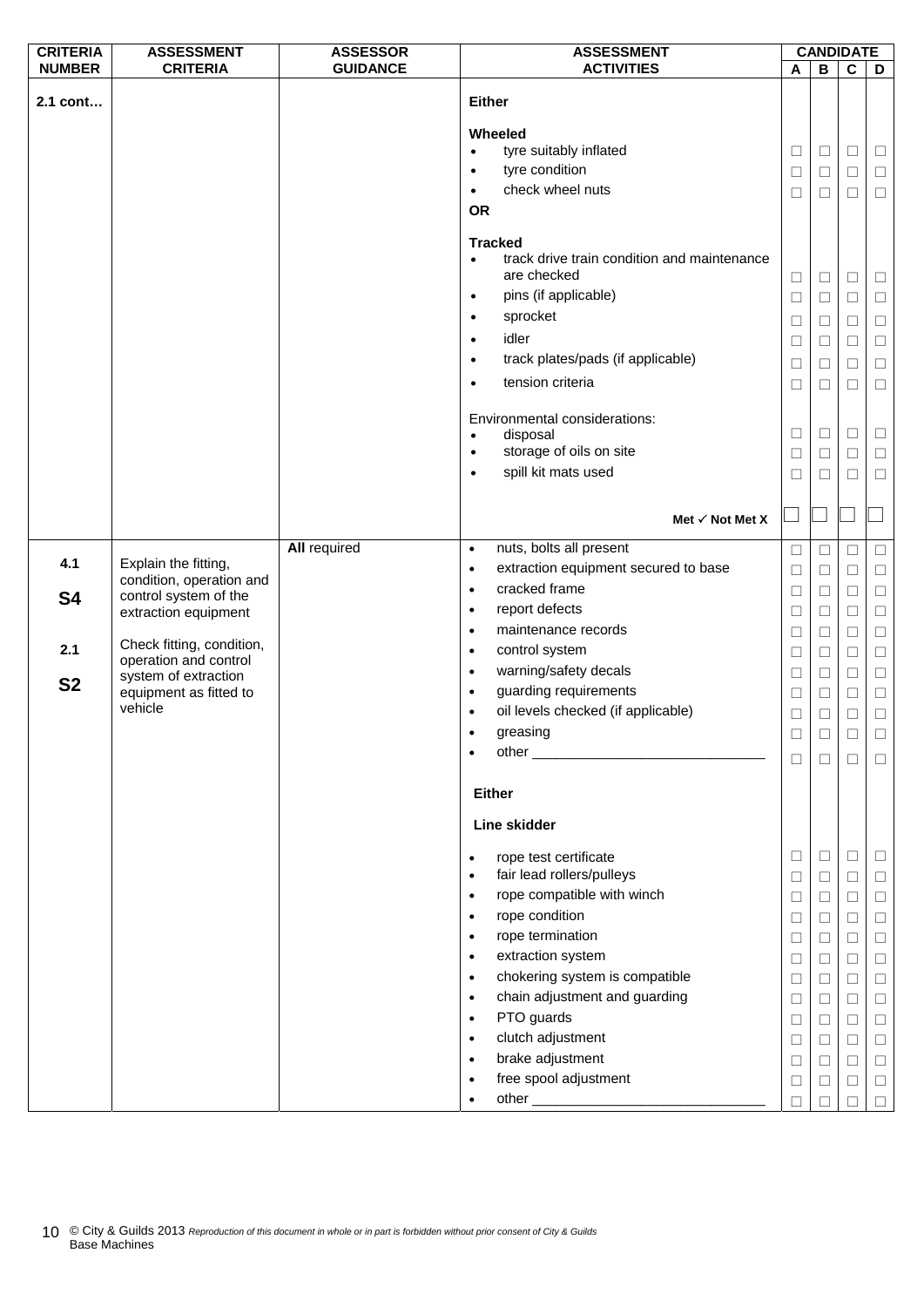| CRITERIA NUMBER | ASSESSMENT CRITERIA | ASSESSOR GUIDANCE | ASSESSMENT ACTIVITIES | CANDIDATE A | B | C | D |
|---|---|---|---|---|---|---|---|
| **2.1 cont…** | | | **Either** | | | | |
| | | | **Wheeled** | | | | |
| | | | • tyre suitably inflated | ☐ | ☐ | ☐ | ☐ |
| | | | • tyre condition | ☐ | ☐ | ☐ | ☐ |
| | | | • check wheel nuts | ☐ | ☐ | ☐ | ☐ |
| | | | **OR** | | | | |
| | | | **Tracked** | | | | |
| | | | • track drive train condition and maintenance are checked | ☐ | ☐ | ☐ | ☐ |
| | | | • pins (if applicable) | ☐ | ☐ | ☐ | ☐ |
| | | | • sprocket | ☐ | ☐ | ☐ | ☐ |
| | | | • idler | ☐ | ☐ | ☐ | ☐ |
| | | | • track plates/pads (if applicable) | ☐ | ☐ | ☐ | ☐ |
| | | | • tension criteria | ☐ | ☐ | ☐ | ☐ |
| | | | Environmental considerations: | | | | |
| | | | • disposal | ☐ | ☐ | ☐ | ☐ |
| | | | • storage of oils on site | ☐ | ☐ | ☐ | ☐ |
| | | | • spill kit mats used | ☐ | ☐ | ☐ | ☐ |
| | | | **Met ✓ Not Met X** | ☐ | ☐ | ☐ | ☐ |
| **4.1** | Explain the fitting, condition, operation and control system of the extraction equipment | **All** required | • nuts, bolts all present | ☐ | ☐ | ☐ | ☐ |
| **S4** | | | • extraction equipment secured to base | ☐ | ☐ | ☐ | ☐ |
| | | | • cracked frame | ☐ | ☐ | ☐ | ☐ |
| | | | • report defects | ☐ | ☐ | ☐ | ☐ |
| **2.1** | Check fitting, condition, operation and control system of extraction equipment as fitted to vehicle | | • maintenance records | ☐ | ☐ | ☐ | ☐ |
| **S2** | | | • control system | ☐ | ☐ | ☐ | ☐ |
| | | | • warning/safety decals | ☐ | ☐ | ☐ | ☐ |
| | | | • guarding requirements | ☐ | ☐ | ☐ | ☐ |
| | | | • oil levels checked (if applicable) | ☐ | ☐ | ☐ | ☐ |
| | | | • greasing | ☐ | ☐ | ☐ | ☐ |
| | | | • other ______________________________ | ☐ | ☐ | ☐ | ☐ |
| | | | **Either** | | | | |
| | | | **Line skidder** | | | | |
| | | | • rope test certificate | ☐ | ☐ | ☐ | ☐ |
| | | | • fair lead rollers/pulleys | ☐ | ☐ | ☐ | ☐ |
| | | | • rope compatible with winch | ☐ | ☐ | ☐ | ☐ |
| | | | • rope condition | ☐ | ☐ | ☐ | ☐ |
| | | | • rope termination | ☐ | ☐ | ☐ | ☐ |
| | | | • extraction system | ☐ | ☐ | ☐ | ☐ |
| | | | • chokering system is compatible | ☐ | ☐ | ☐ | ☐ |
| | | | • chain adjustment and guarding | ☐ | ☐ | ☐ | ☐ |
| | | | • PTO guards | ☐ | ☐ | ☐ | ☐ |
| | | | • clutch adjustment | ☐ | ☐ | ☐ | ☐ |
| | | | • brake adjustment | ☐ | ☐ | ☐ | ☐ |
| | | | • free spool adjustment | ☐ | ☐ | ☐ | ☐ |
| | | | • other ______________________________ | ☐ | ☐ | ☐ | ☐ |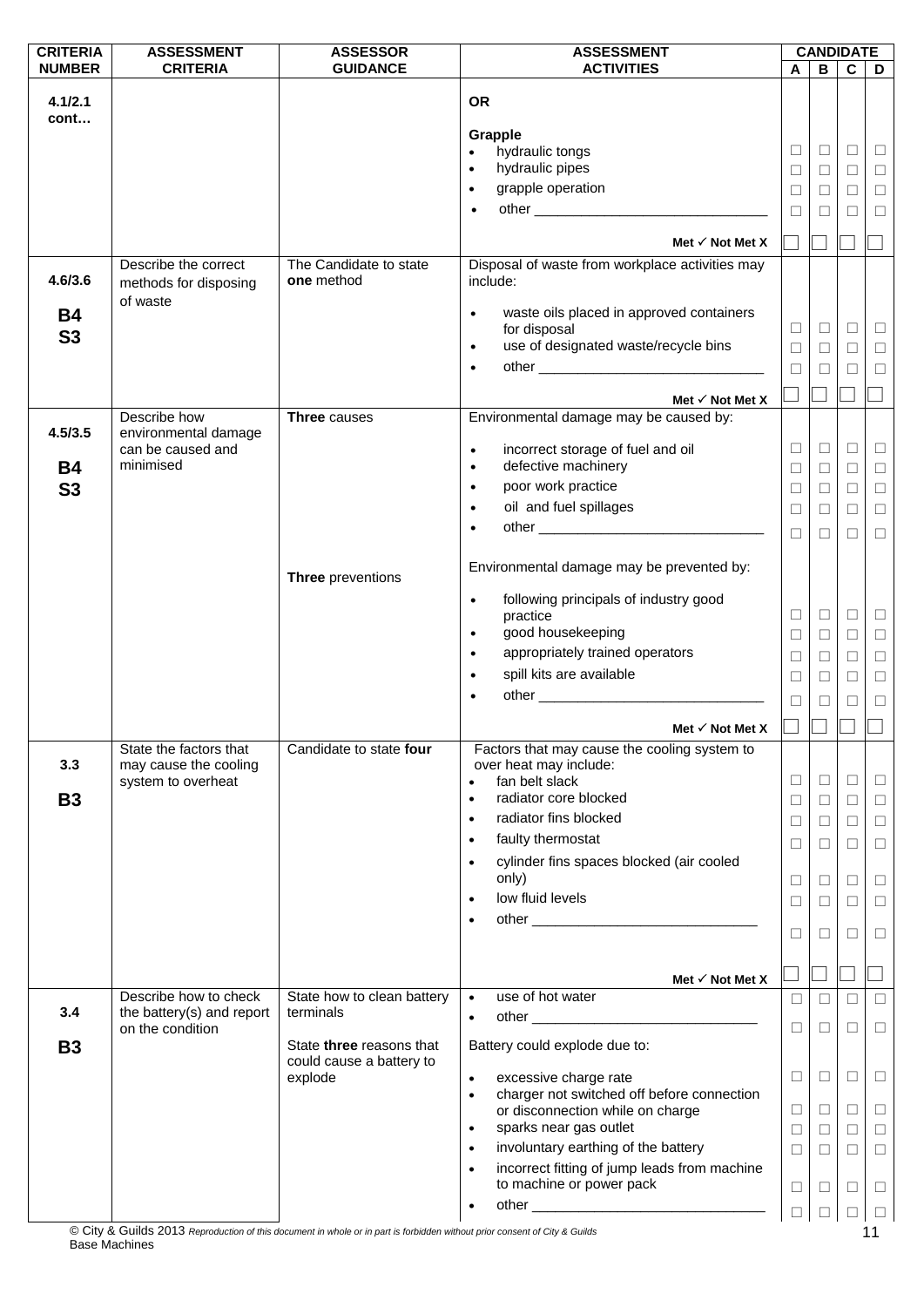| CRITERIA NUMBER | ASSESSMENT CRITERIA | ASSESSOR GUIDANCE | ASSESSMENT ACTIVITIES | CANDIDATE A | B | C | D |
|---|---|---|---|---|---|---|---|
| 4.1/2.1 cont… | | | **OR** | | | | |
| | | | **Grapple** | | | | |
| | | | • hydraulic tongs | ☐ | ☐ | ☐ | ☐ |
| | | | • hydraulic pipes | ☐ | ☐ | ☐ | ☐ |
| | | | • grapple operation | ☐ | ☐ | ☐ | ☐ |
| | | | • other ______________________________ | ☐ | ☐ | ☐ | ☐ |
| | | | **Met ✓ Not Met X** | ☐ | ☐ | ☐ | ☐ |
| 4.6/3.6 **B4** **S3** | Describe the correct methods for disposing of waste | The Candidate to state **one** method | Disposal of waste from workplace activities may include: | | | | |
| | | | • waste oils placed in approved containers for disposal | ☐ | ☐ | ☐ | ☐ |
| | | | • use of designated waste/recycle bins | ☐ | ☐ | ☐ | ☐ |
| | | | • other ______________________________ | ☐ | ☐ | ☐ | ☐ |
| | | | **Met ✓ Not Met X** | ☐ | ☐ | ☐ | ☐ |
| 4.5/3.5 **B4** **S3** | Describe how environmental damage can be caused and minimised | **Three** causes | Environmental damage may be caused by: | | | | |
| | | | • incorrect storage of fuel and oil | ☐ | ☐ | ☐ | ☐ |
| | | | • defective machinery | ☐ | ☐ | ☐ | ☐ |
| | | | • poor work practice | ☐ | ☐ | ☐ | ☐ |
| | | | • oil and fuel spillages | ☐ | ☐ | ☐ | ☐ |
| | | | • other ______________________________ | ☐ | ☐ | ☐ | ☐ |
| | | **Three** preventions | Environmental damage may be prevented by: | | | | |
| | | | • following principals of industry good practice | ☐ | ☐ | ☐ | ☐ |
| | | | • good housekeeping | ☐ | ☐ | ☐ | ☐ |
| | | | • appropriately trained operators | ☐ | ☐ | ☐ | ☐ |
| | | | • spill kits are available | ☐ | ☐ | ☐ | ☐ |
| | | | • other ______________________________ | ☐ | ☐ | ☐ | ☐ |
| | | | **Met ✓ Not Met X** | ☐ | ☐ | ☐ | ☐ |
| 3.3 **B3** | State the factors that may cause the cooling system to overheat | Candidate to state **four** | Factors that may cause the cooling system to over heat may include: | | | | |
| | | | • fan belt slack | ☐ | ☐ | ☐ | ☐ |
| | | | • radiator core blocked | ☐ | ☐ | ☐ | ☐ |
| | | | • radiator fins blocked | ☐ | ☐ | ☐ | ☐ |
| | | | • faulty thermostat | ☐ | ☐ | ☐ | ☐ |
| | | | • cylinder fins spaces blocked (air cooled only) | ☐ | ☐ | ☐ | ☐ |
| | | | • low fluid levels | ☐ | ☐ | ☐ | ☐ |
| | | | • other ______________________________ | ☐ | ☐ | ☐ | ☐ |
| | | | **Met ✓ Not Met X** | ☐ | ☐ | ☐ | ☐ |
| 3.4 **B3** | Describe how to check the battery(s) and report on the condition | State how to clean battery terminals | • use of hot water | ☐ | ☐ | ☐ | ☐ |
| | | | • other ______________________________ | ☐ | ☐ | ☐ | ☐ |
| | | State **three** reasons that could cause a battery to explode | Battery could explode due to: | | | | |
| | | | • excessive charge rate | ☐ | ☐ | ☐ | ☐ |
| | | | • charger not switched off before connection or disconnection while on charge | ☐ | ☐ | ☐ | ☐ |
| | | | • sparks near gas outlet | ☐ | ☐ | ☐ | ☐ |
| | | | • involuntary earthing of the battery | ☐ | ☐ | ☐ | ☐ |
| | | | • incorrect fitting of jump leads from machine to machine or power pack | ☐ | ☐ | ☐ | ☐ |
| | | | • other ______________________________ | ☐ | ☐ | ☐ | ☐ |

© City & Guilds 2013 *Reproduction of this document in whole or in part is forbidden without prior consent of City & Guilds*
Base Machines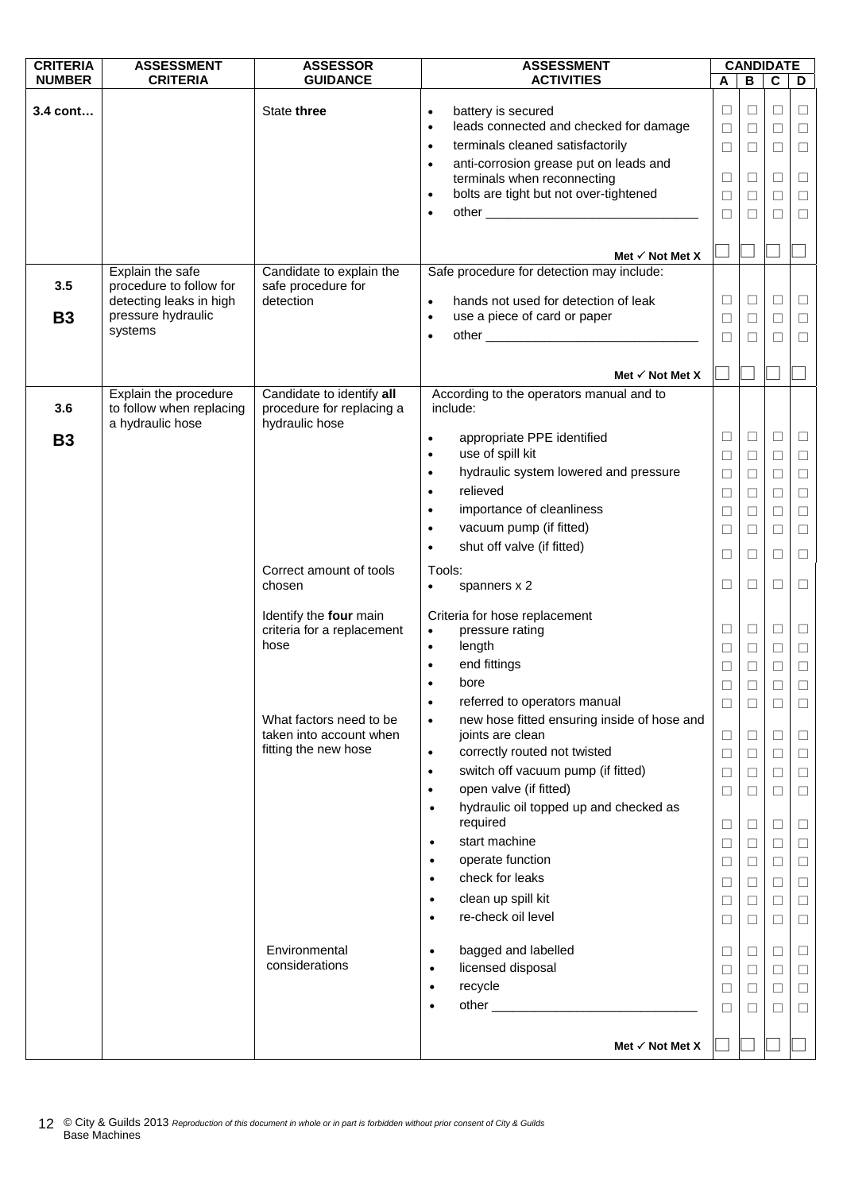| CRITERIA NUMBER | ASSESSMENT CRITERIA | ASSESSOR GUIDANCE | ASSESSMENT ACTIVITIES | CANDIDATE A | B | C | D |
|---|---|---|---|---|---|---|---|
| 3.4 cont… | | State **three** | • battery is secured | ☐ | ☐ | ☐ | ☐ |
| | | | • leads connected and checked for damage | ☐ | ☐ | ☐ | ☐ |
| | | | • terminals cleaned satisfactorily | ☐ | ☐ | ☐ | ☐ |
| | | | • anti-corrosion grease put on leads and terminals when reconnecting | ☐ | ☐ | ☐ | ☐ |
| | | | • bolts are tight but not over-tightened | ☐ | ☐ | ☐ | ☐ |
| | | | • other ______________________________ | ☐ | ☐ | ☐ | ☐ |
| | | | **Met ✓ Not Met X** | ☐ | ☐ | ☐ | ☐ |
| 3.5<br>**B3** | Explain the safe procedure to follow for detecting leaks in high pressure hydraulic systems | Candidate to explain the safe procedure for detection | Safe procedure for detection may include: | | | | |
| | | | • hands not used for detection of leak | ☐ | ☐ | ☐ | ☐ |
| | | | • use a piece of card or paper | ☐ | ☐ | ☐ | ☐ |
| | | | • other ______________________________ | ☐ | ☐ | ☐ | ☐ |
| | | | **Met ✓ Not Met X** | ☐ | ☐ | ☐ | ☐ |
| 3.6<br>**B3** | Explain the procedure to follow when replacing a hydraulic hose | Candidate to identify **all** procedure for replacing a hydraulic hose | According to the operators manual and to include: | | | | |
| | | | • appropriate PPE identified | ☐ | ☐ | ☐ | ☐ |
| | | | • use of spill kit | ☐ | ☐ | ☐ | ☐ |
| | | | • hydraulic system lowered and pressure | ☐ | ☐ | ☐ | ☐ |
| | | | • relieved | ☐ | ☐ | ☐ | ☐ |
| | | | • importance of cleanliness | ☐ | ☐ | ☐ | ☐ |
| | | | • vacuum pump (if fitted) | ☐ | ☐ | ☐ | ☐ |
| | | | • shut off valve (if fitted) | ☐ | ☐ | ☐ | ☐ |
| | | Correct amount of tools chosen | Tools:<br>• spanners x 2 | ☐ | ☐ | ☐ | ☐ |
| | | Identify the **four** main criteria for a replacement hose | Criteria for hose replacement<br>• pressure rating | ☐ | ☐ | ☐ | ☐ |
| | | | • length | ☐ | ☐ | ☐ | ☐ |
| | | | • end fittings | ☐ | ☐ | ☐ | ☐ |
| | | | • bore | ☐ | ☐ | ☐ | ☐ |
| | | | • referred to operators manual | ☐ | ☐ | ☐ | ☐ |
| | | What factors need to be taken into account when fitting the new hose | • new hose fitted ensuring inside of hose and joints are clean | ☐ | ☐ | ☐ | ☐ |
| | | | • correctly routed not twisted | ☐ | ☐ | ☐ | ☐ |
| | | | • switch off vacuum pump (if fitted) | ☐ | ☐ | ☐ | ☐ |
| | | | • open valve (if fitted) | ☐ | ☐ | ☐ | ☐ |
| | | | • hydraulic oil topped up and checked as required | ☐ | ☐ | ☐ | ☐ |
| | | | • start machine | ☐ | ☐ | ☐ | ☐ |
| | | | • operate function | ☐ | ☐ | ☐ | ☐ |
| | | | • check for leaks | ☐ | ☐ | ☐ | ☐ |
| | | | • clean up spill kit | ☐ | ☐ | ☐ | ☐ |
| | | | • re-check oil level | ☐ | ☐ | ☐ | ☐ |
| | | Environmental considerations | • bagged and labelled | ☐ | ☐ | ☐ | ☐ |
| | | | • licensed disposal | ☐ | ☐ | ☐ | ☐ |
| | | | • recycle | ☐ | ☐ | ☐ | ☐ |
| | | | • other ______________________________ | ☐ | ☐ | ☐ | ☐ |
| | | | **Met ✓ Not Met X** | ☐ | ☐ | ☐ | ☐ |

© City & Guilds 2013 *Reproduction of this document in whole or in part is forbidden without prior consent of City & Guilds*
Base Machines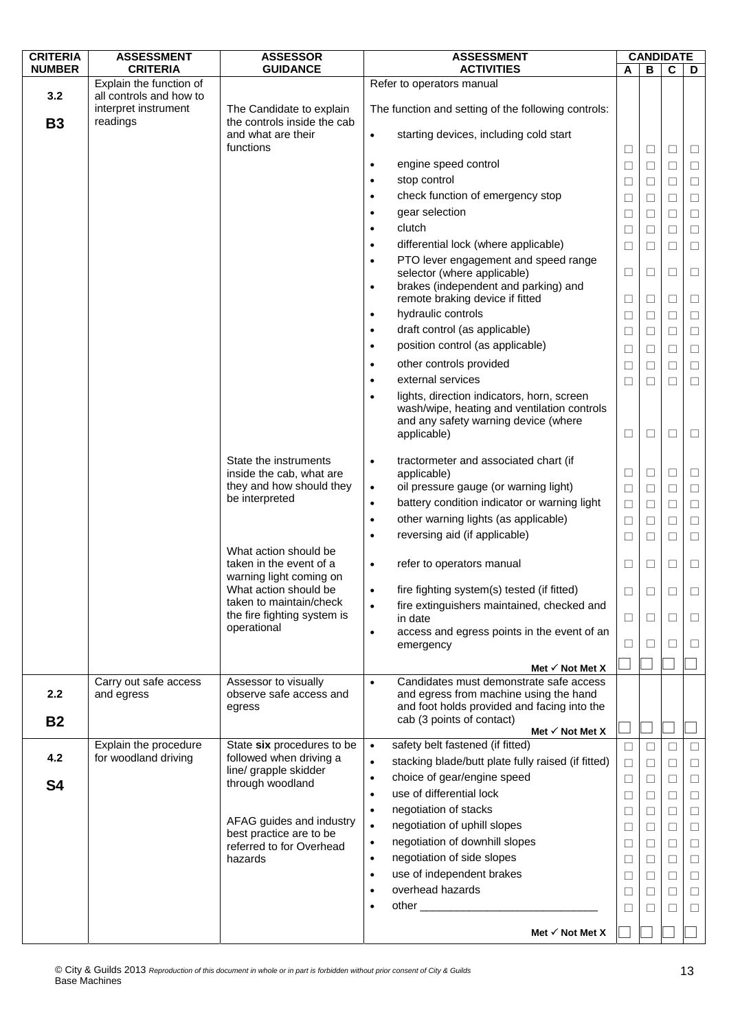| CRITERIA NUMBER | ASSESSMENT CRITERIA | ASSESSOR GUIDANCE | ASSESSMENT ACTIVITIES | CANDIDATE A | B | C | D |
|---|---|---|---|---|---|---|---|
| 3.2<br><br>B3 | Explain the function of all controls and how to interpret instrument readings | The Candidate to explain the controls inside the cab and what are their functions | Refer to operators manual<br><br>The function and setting of the following controls: | | | | |
| | | | • starting devices, including cold start | ☐ | ☐ | ☐ | ☐ |
| | | | • engine speed control | ☐ | ☐ | ☐ | ☐ |
| | | | • stop control | ☐ | ☐ | ☐ | ☐ |
| | | | • check function of emergency stop | ☐ | ☐ | ☐ | ☐ |
| | | | • gear selection | ☐ | ☐ | ☐ | ☐ |
| | | | • clutch | ☐ | ☐ | ☐ | ☐ |
| | | | • differential lock (where applicable) | ☐ | ☐ | ☐ | ☐ |
| | | | • PTO lever engagement and speed range selector (where applicable) | ☐ | ☐ | ☐ | ☐ |
| | | | • brakes (independent and parking) and remote braking device if fitted | ☐ | ☐ | ☐ | ☐ |
| | | | • hydraulic controls | ☐ | ☐ | ☐ | ☐ |
| | | | • draft control (as applicable) | ☐ | ☐ | ☐ | ☐ |
| | | | • position control (as applicable) | ☐ | ☐ | ☐ | ☐ |
| | | | • other controls provided | ☐ | ☐ | ☐ | ☐ |
| | | | • external services | ☐ | ☐ | ☐ | ☐ |
| | | | • lights, direction indicators, horn, screen wash/wipe, heating and ventilation controls and any safety warning device (where applicable) | ☐ | ☐ | ☐ | ☐ |
| | | State the instruments inside the cab, what are they and how should they be interpreted | • tractormeter and associated chart (if applicable) | ☐ | ☐ | ☐ | ☐ |
| | | | • oil pressure gauge (or warning light) | ☐ | ☐ | ☐ | ☐ |
| | | | • battery condition indicator or warning light | ☐ | ☐ | ☐ | ☐ |
| | | | • other warning lights (as applicable) | ☐ | ☐ | ☐ | ☐ |
| | | | • reversing aid (if applicable) | ☐ | ☐ | ☐ | ☐ |
| | | What action should be taken in the event of a warning light coming on | • refer to operators manual | ☐ | ☐ | ☐ | ☐ |
| | | What action should be taken to maintain/check the fire fighting system is operational | • fire fighting system(s) tested (if fitted) | ☐ | ☐ | ☐ | ☐ |
| | | | • fire extinguishers maintained, checked and in date | ☐ | ☐ | ☐ | ☐ |
| | | | • access and egress points in the event of an emergency | ☐ | ☐ | ☐ | ☐ |
| | | | Met ✓ Not Met X | ☐ | ☐ | ☐ | ☐ |
| 2.2<br><br>B2 | Carry out safe access and egress | Assessor to visually observe safe access and egress | • Candidates must demonstrate safe access and egress from machine using the hand and foot holds provided and facing into the cab (3 points of contact)<br>Met ✓ Not Met X | ☐ | ☐ | ☐ | ☐ |
| 4.2<br><br>S4 | Explain the procedure for woodland driving | State **six** procedures to be followed when driving a line/ grapple skidder through woodland | • safety belt fastened (if fitted) | ☐ | ☐ | ☐ | ☐ |
| | | | • stacking blade/butt plate fully raised (if fitted) | ☐ | ☐ | ☐ | ☐ |
| | | | • choice of gear/engine speed | ☐ | ☐ | ☐ | ☐ |
| | | | • use of differential lock | ☐ | ☐ | ☐ | ☐ |
| | | AFAG guides and industry best practice are to be referred to for Overhead hazards | • negotiation of stacks | ☐ | ☐ | ☐ | ☐ |
| | | | • negotiation of uphill slopes | ☐ | ☐ | ☐ | ☐ |
| | | | • negotiation of downhill slopes | ☐ | ☐ | ☐ | ☐ |
| | | | • negotiation of side slopes | ☐ | ☐ | ☐ | ☐ |
| | | | • use of independent brakes | ☐ | ☐ | ☐ | ☐ |
| | | | • overhead hazards | ☐ | ☐ | ☐ | ☐ |
| | | | • other ____________________________ | ☐ | ☐ | ☐ | ☐ |
| | | | Met ✓ Not Met X | ☐ | ☐ | ☐ | ☐ |

© City & Guilds 2013 *Reproduction of this document in whole or in part is forbidden without prior consent of City & Guilds*
Base Machines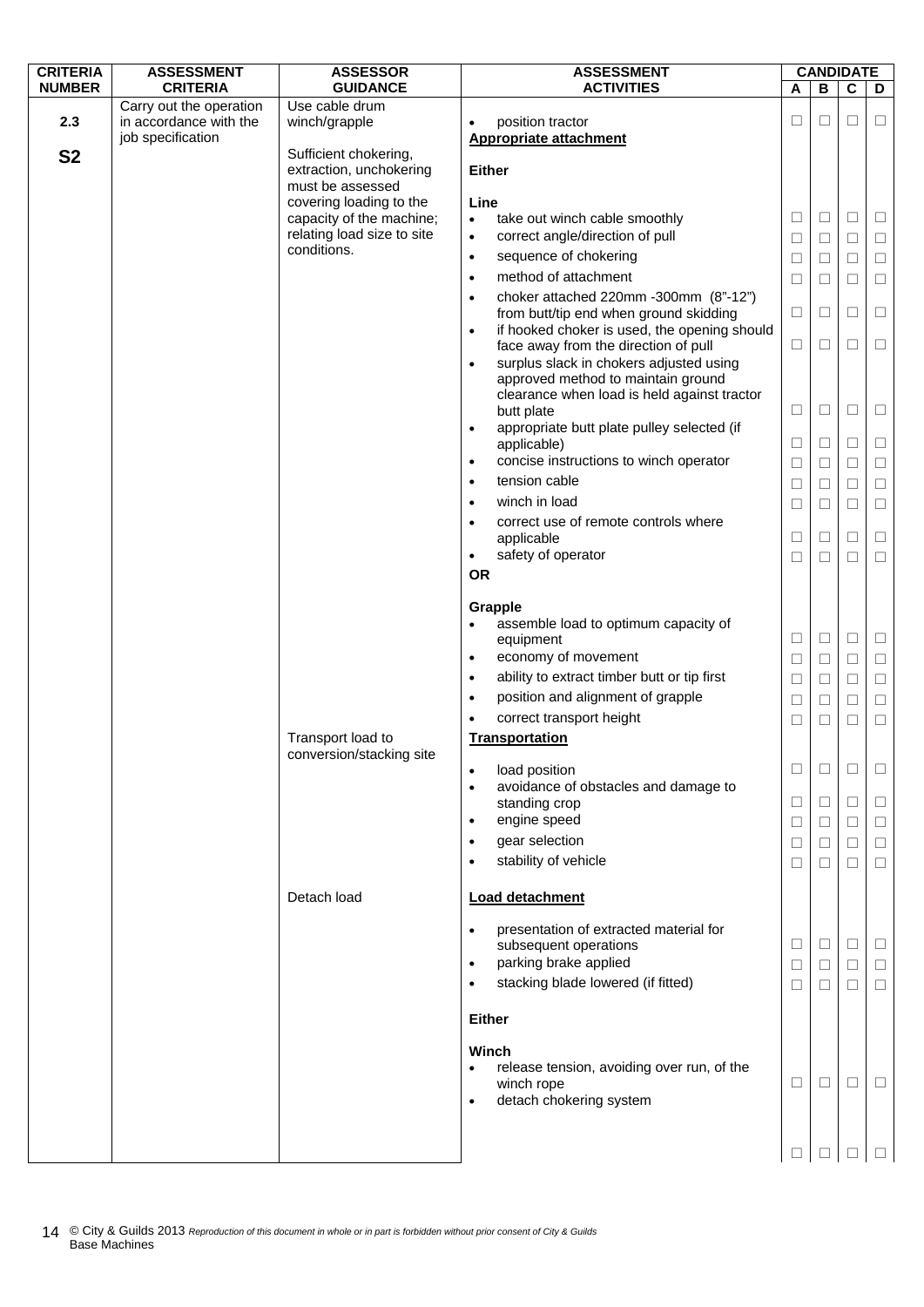| CRITERIA NUMBER | ASSESSMENT CRITERIA | ASSESSOR GUIDANCE | ASSESSMENT ACTIVITIES | CANDIDATE A | B | C | D |
|---|---|---|---|---|---|---|---|
| 2.3 | Carry out the operation in accordance with the job specification | Use cable drum winch/grapple | • position tractor | ☐ | ☐ | ☐ | ☐ |
| | | | **Appropriate attachment** | | | | |
| S2 | | Sufficient chokering, extraction, unchokering must be assessed covering loading to the capacity of the machine; relating load size to site conditions. | **Either** | | | | |
| | | | **Line** | | | | |
| | | | • take out winch cable smoothly | ☐ | ☐ | ☐ | ☐ |
| | | | • correct angle/direction of pull | ☐ | ☐ | ☐ | ☐ |
| | | | • sequence of chokering | ☐ | ☐ | ☐ | ☐ |
| | | | • method of attachment | ☐ | ☐ | ☐ | ☐ |
| | | | • choker attached 220mm -300mm (8"-12") from butt/tip end when ground skidding | ☐ | ☐ | ☐ | ☐ |
| | | | • if hooked choker is used, the opening should face away from the direction of pull | ☐ | ☐ | ☐ | ☐ |
| | | | • surplus slack in chokers adjusted using approved method to maintain ground clearance when load is held against tractor butt plate | ☐ | ☐ | ☐ | ☐ |
| | | | • appropriate butt plate pulley selected (if applicable) | ☐ | ☐ | ☐ | ☐ |
| | | | • concise instructions to winch operator | ☐ | ☐ | ☐ | ☐ |
| | | | • tension cable | ☐ | ☐ | ☐ | ☐ |
| | | | • winch in load | ☐ | ☐ | ☐ | ☐ |
| | | | • correct use of remote controls where applicable | ☐ | ☐ | ☐ | ☐ |
| | | | • safety of operator | ☐ | ☐ | ☐ | ☐ |
| | | | **OR** | | | | |
| | | | **Grapple** | | | | |
| | | | • assemble load to optimum capacity of equipment | ☐ | ☐ | ☐ | ☐ |
| | | | • economy of movement | ☐ | ☐ | ☐ | ☐ |
| | | | • ability to extract timber butt or tip first | ☐ | ☐ | ☐ | ☐ |
| | | | • position and alignment of grapple | ☐ | ☐ | ☐ | ☐ |
| | | | • correct transport height | ☐ | ☐ | ☐ | ☐ |
| | | Transport load to conversion/stacking site | **Transportation** | | | | |
| | | | • load position | ☐ | ☐ | ☐ | ☐ |
| | | | • avoidance of obstacles and damage to standing crop | ☐ | ☐ | ☐ | ☐ |
| | | | • engine speed | ☐ | ☐ | ☐ | ☐ |
| | | | • gear selection | ☐ | ☐ | ☐ | ☐ |
| | | | • stability of vehicle | ☐ | ☐ | ☐ | ☐ |
| | | Detach load | **Load detachment** | | | | |
| | | | • presentation of extracted material for subsequent operations | ☐ | ☐ | ☐ | ☐ |
| | | | • parking brake applied | ☐ | ☐ | ☐ | ☐ |
| | | | • stacking blade lowered (if fitted) | ☐ | ☐ | ☐ | ☐ |
| | | | **Either** | | | | |
| | | | **Winch** | | | | |
| | | | • release tension, avoiding over run, of the winch rope | ☐ | ☐ | ☐ | ☐ |
| | | | • detach chokering system | ☐ | ☐ | ☐ | ☐ |

14 © City & Guilds 2013 *Reproduction of this document in whole or in part is forbidden without prior consent of City & Guilds*
Base Machines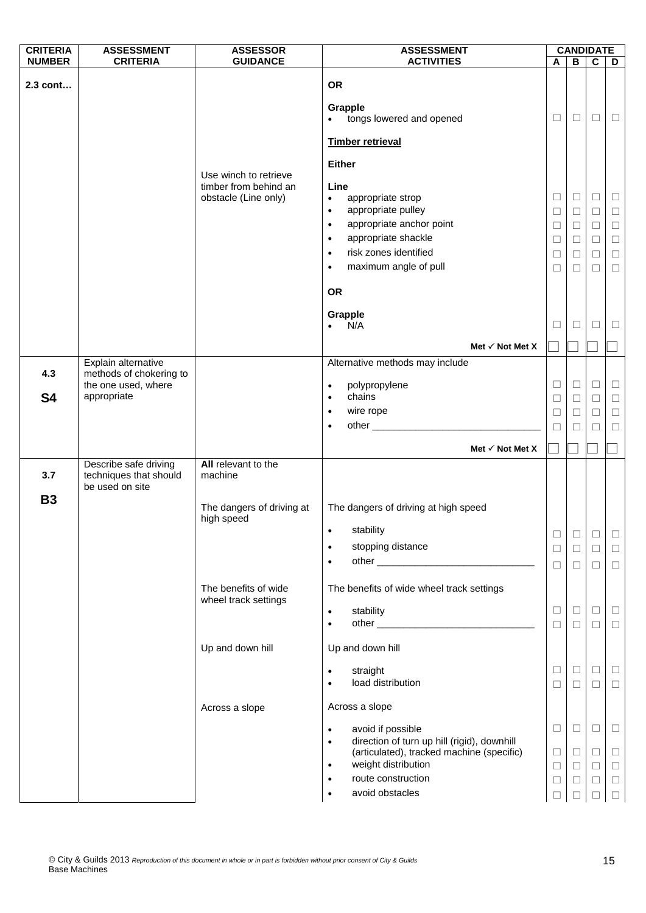| CRITERIA NUMBER | ASSESSMENT CRITERIA | ASSESSOR GUIDANCE | ASSESSMENT ACTIVITIES | CANDIDATE A | B | C | D |
|---|---|---|---|---|---|---|---|
| **2.3 cont…** | | | **OR** | | | | |
| | | | **Grapple** | | | | |
| | | | • tongs lowered and opened | ☐ | ☐ | ☐ | ☐ |
| | | | **Timber retrieval** | | | | |
| | | | **Either** | | | | |
| | | Use winch to retrieve timber from behind an obstacle (Line only) | **Line** | | | | |
| | | | • appropriate strop | ☐ | ☐ | ☐ | ☐ |
| | | | • appropriate pulley | ☐ | ☐ | ☐ | ☐ |
| | | | • appropriate anchor point | ☐ | ☐ | ☐ | ☐ |
| | | | • appropriate shackle | ☐ | ☐ | ☐ | ☐ |
| | | | • risk zones identified | ☐ | ☐ | ☐ | ☐ |
| | | | • maximum angle of pull | ☐ | ☐ | ☐ | ☐ |
| | | | **OR** | | | | |
| | | | **Grapple** | | | | |
| | | | • N/A | ☐ | ☐ | ☐ | ☐ |
| | | | **Met ✓ Not Met X** | ☐ | ☐ | ☐ | ☐ |
| **4.3** **S4** | Explain alternative methods of chokering to the one used, where appropriate | | Alternative methods may include | | | | |
| | | | • polypropylene | ☐ | ☐ | ☐ | ☐ |
| | | | • chains | ☐ | ☐ | ☐ | ☐ |
| | | | • wire rope | ☐ | ☐ | ☐ | ☐ |
| | | | • other _______________ | ☐ | ☐ | ☐ | ☐ |
| | | | **Met ✓ Not Met X** | ☐ | ☐ | ☐ | ☐ |
| **3.7** **B3** | Describe safe driving techniques that should be used on site | **All** relevant to the machine | | | | | |
| | | The dangers of driving at high speed | The dangers of driving at high speed | | | | |
| | | | • stability | ☐ | ☐ | ☐ | ☐ |
| | | | • stopping distance | ☐ | ☐ | ☐ | ☐ |
| | | | • other _______________ | ☐ | ☐ | ☐ | ☐ |
| | | The benefits of wide wheel track settings | The benefits of wide wheel track settings | | | | |
| | | | • stability | ☐ | ☐ | ☐ | ☐ |
| | | | • other _______________ | ☐ | ☐ | ☐ | ☐ |
| | | Up and down hill | Up and down hill | | | | |
| | | | • straight | ☐ | ☐ | ☐ | ☐ |
| | | | • load distribution | ☐ | ☐ | ☐ | ☐ |
| | | Across a slope | Across a slope | | | | |
| | | | • avoid if possible | ☐ | ☐ | ☐ | ☐ |
| | | | • direction of turn up hill (rigid), downhill (articulated), tracked machine (specific) | ☐ | ☐ | ☐ | ☐ |
| | | | • weight distribution | ☐ | ☐ | ☐ | ☐ |
| | | | • route construction | ☐ | ☐ | ☐ | ☐ |
| | | | • avoid obstacles | ☐ | ☐ | ☐ | ☐ |

© City & Guilds 2013 *Reproduction of this document in whole or in part is forbidden without prior consent of City & Guilds*
Base Machines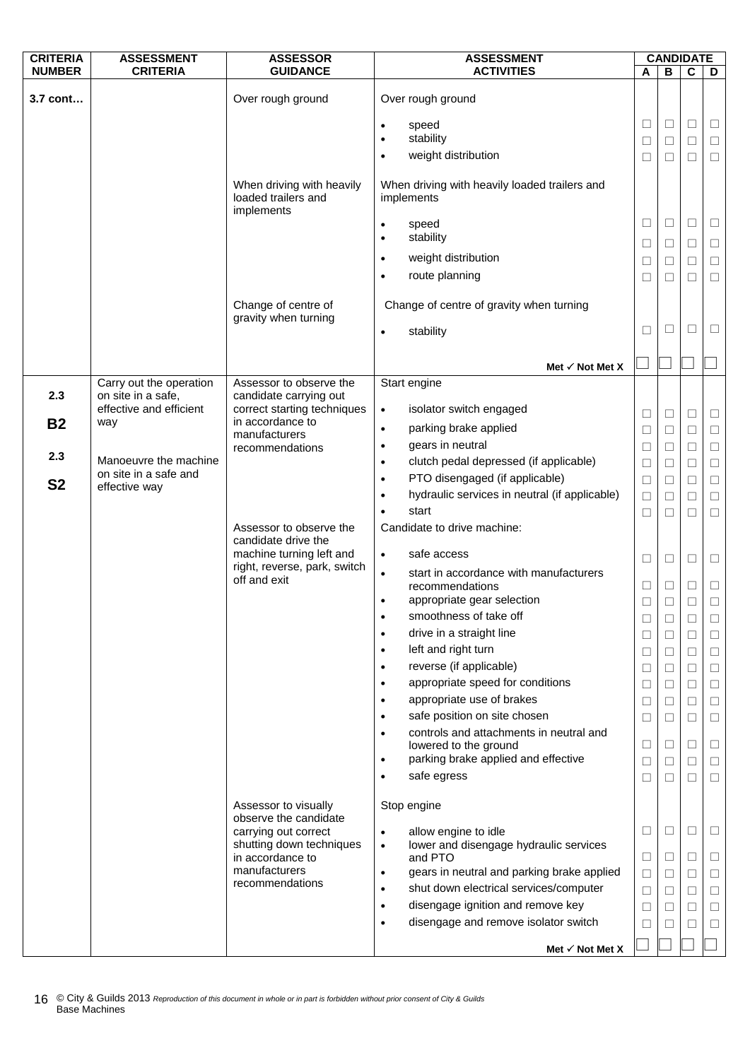| CRITERIA NUMBER | ASSESSMENT CRITERIA | ASSESSOR GUIDANCE | ASSESSMENT ACTIVITIES | CANDIDATE A | CANDIDATE B | CANDIDATE C | CANDIDATE D |
|---|---|---|---|---|---|---|---|
| 3.7 cont… | | Over rough ground | Over rough ground | | | | |
| | | | • speed | ☐ | ☐ | ☐ | ☐ |
| | | | • stability | ☐ | ☐ | ☐ | ☐ |
| | | | • weight distribution | ☐ | ☐ | ☐ | ☐ |
| | | When driving with heavily loaded trailers and implements | When driving with heavily loaded trailers and implements | | | | |
| | | | • speed | ☐ | ☐ | ☐ | ☐ |
| | | | • stability | ☐ | ☐ | ☐ | ☐ |
| | | | • weight distribution | ☐ | ☐ | ☐ | ☐ |
| | | | • route planning | ☐ | ☐ | ☐ | ☐ |
| | | Change of centre of gravity when turning | Change of centre of gravity when turning | | | | |
| | | | • stability | ☐ | ☐ | ☐ | ☐ |
| | | | Met ✓ Not Met X | ☐ | ☐ | ☐ | ☐ |
| 2.3 B2 2.3 S2 | Carry out the operation on site in a safe, effective and efficient way Manoeuvre the machine on site in a safe and effective way | Assessor to observe the candidate carrying out correct starting techniques in accordance to manufacturers recommendations | Start engine | | | | |
| | | | • isolator switch engaged | ☐ | ☐ | ☐ | ☐ |
| | | | • parking brake applied | ☐ | ☐ | ☐ | ☐ |
| | | | • gears in neutral | ☐ | ☐ | ☐ | ☐ |
| | | | • clutch pedal depressed (if applicable) | ☐ | ☐ | ☐ | ☐ |
| | | | • PTO disengaged (if applicable) | ☐ | ☐ | ☐ | ☐ |
| | | | • hydraulic services in neutral (if applicable) | ☐ | ☐ | ☐ | ☐ |
| | | | • start | ☐ | ☐ | ☐ | ☐ |
| | | Assessor to observe the candidate drive the machine turning left and right, reverse, park, switch off and exit | Candidate to drive machine: | | | | |
| | | | • safe access | ☐ | ☐ | ☐ | ☐ |
| | | | • start in accordance with manufacturers recommendations | ☐ | ☐ | ☐ | ☐ |
| | | | • appropriate gear selection | ☐ | ☐ | ☐ | ☐ |
| | | | • smoothness of take off | ☐ | ☐ | ☐ | ☐ |
| | | | • drive in a straight line | ☐ | ☐ | ☐ | ☐ |
| | | | • left and right turn | ☐ | ☐ | ☐ | ☐ |
| | | | • reverse (if applicable) | ☐ | ☐ | ☐ | ☐ |
| | | | • appropriate speed for conditions | ☐ | ☐ | ☐ | ☐ |
| | | | • appropriate use of brakes | ☐ | ☐ | ☐ | ☐ |
| | | | • safe position on site chosen | ☐ | ☐ | ☐ | ☐ |
| | | | • controls and attachments in neutral and lowered to the ground | ☐ | ☐ | ☐ | ☐ |
| | | | • parking brake applied and effective | ☐ | ☐ | ☐ | ☐ |
| | | | • safe egress | ☐ | ☐ | ☐ | ☐ |
| | | Assessor to visually observe the candidate carrying out correct shutting down techniques in accordance to manufacturers recommendations | Stop engine | | | | |
| | | | • allow engine to idle | ☐ | ☐ | ☐ | ☐ |
| | | | • lower and disengage hydraulic services and PTO | ☐ | ☐ | ☐ | ☐ |
| | | | • gears in neutral and parking brake applied | ☐ | ☐ | ☐ | ☐ |
| | | | • shut down electrical services/computer | ☐ | ☐ | ☐ | ☐ |
| | | | • disengage ignition and remove key | ☐ | ☐ | ☐ | ☐ |
| | | | • disengage and remove isolator switch | ☐ | ☐ | ☐ | ☐ |
| | | | Met ✓ Not Met X | ☐ | ☐ | ☐ | ☐ |

© City & Guilds 2013 *Reproduction of this document in whole or in part is forbidden without prior consent of City & Guilds*
Base Machines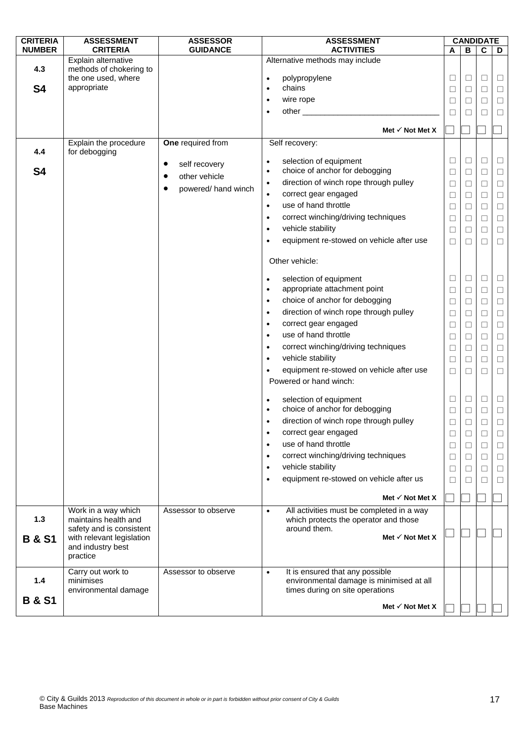| CRITERIA NUMBER | ASSESSMENT CRITERIA | ASSESSOR GUIDANCE | ASSESSMENT ACTIVITIES | CANDIDATE | | | |
|---|---|---|---|---|---|---|---|
| | | | | A | B | C | D |
| 4.3<br><br>S4 | Explain alternative methods of chokering to the one used, where appropriate | | Alternative methods may include<br>• polypropylene<br>• chains<br>• wire rope<br>• other _______________<br><br>Met ✓ Not Met X | ☐ | ☐ | ☐ | ☐ |
| 4.4<br><br>S4 | Explain the procedure for debogging | **One** required from<br>• self recovery<br>• other vehicle<br>• powered/ hand winch | Self recovery:<br>• selection of equipment<br>• choice of anchor for debogging<br>• direction of winch rope through pulley<br>• correct gear engaged<br>• use of hand throttle<br>• correct winching/driving techniques<br>• vehicle stability<br>• equipment re-stowed on vehicle after use<br><br>Other vehicle:<br>• selection of equipment<br>• appropriate attachment point<br>• choice of anchor for debogging<br>• direction of winch rope through pulley<br>• correct gear engaged<br>• use of hand throttle<br>• correct winching/driving techniques<br>• vehicle stability<br>• equipment re-stowed on vehicle after use<br><br>Powered or hand winch:<br>• selection of equipment<br>• choice of anchor for debogging<br>• direction of winch rope through pulley<br>• correct gear engaged<br>• use of hand throttle<br>• correct winching/driving techniques<br>• vehicle stability<br>• equipment re-stowed on vehicle after us<br><br>Met ✓ Not Met X | ☐ | ☐ | ☐ | ☐ |
| 1.3<br><br>B & S1 | Work in a way which maintains health and safety and is consistent with relevant legislation and industry best practice | Assessor to observe | • All activities must be completed in a way which protects the operator and those around them.<br>Met ✓ Not Met X | ☐ | ☐ | ☐ | ☐ |
| 1.4<br><br>B & S1 | Carry out work to minimises environmental damage | Assessor to observe | • It is ensured that any possible environmental damage is minimised at all times during on site operations<br>Met ✓ Not Met X | ☐ | ☐ | ☐ | ☐ |

© City & Guilds 2013 *Reproduction of this document in whole or in part is forbidden without prior consent of City & Guilds*
Base Machines